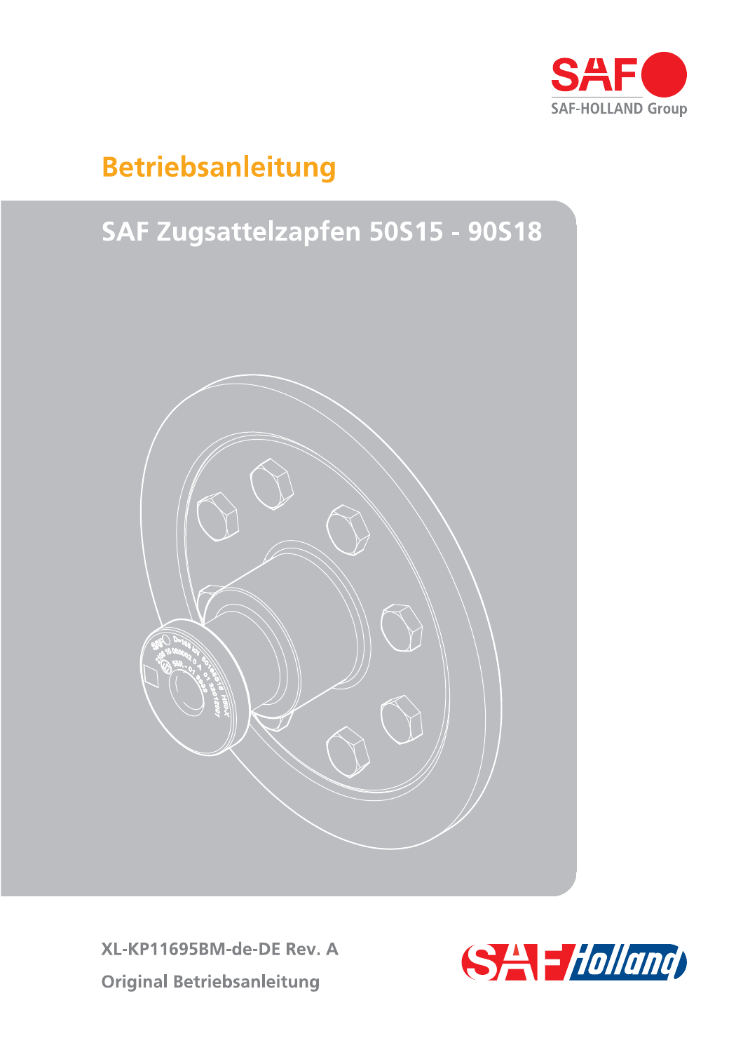SAF

SAF-HOLLAND Group

# Betriebsanleitung

## SAF Zugsattelzapfen 50S15 - 90S18

XL-KP11695BM-de-DE Rev. A

Original Betriebsanleitung

SAF Holland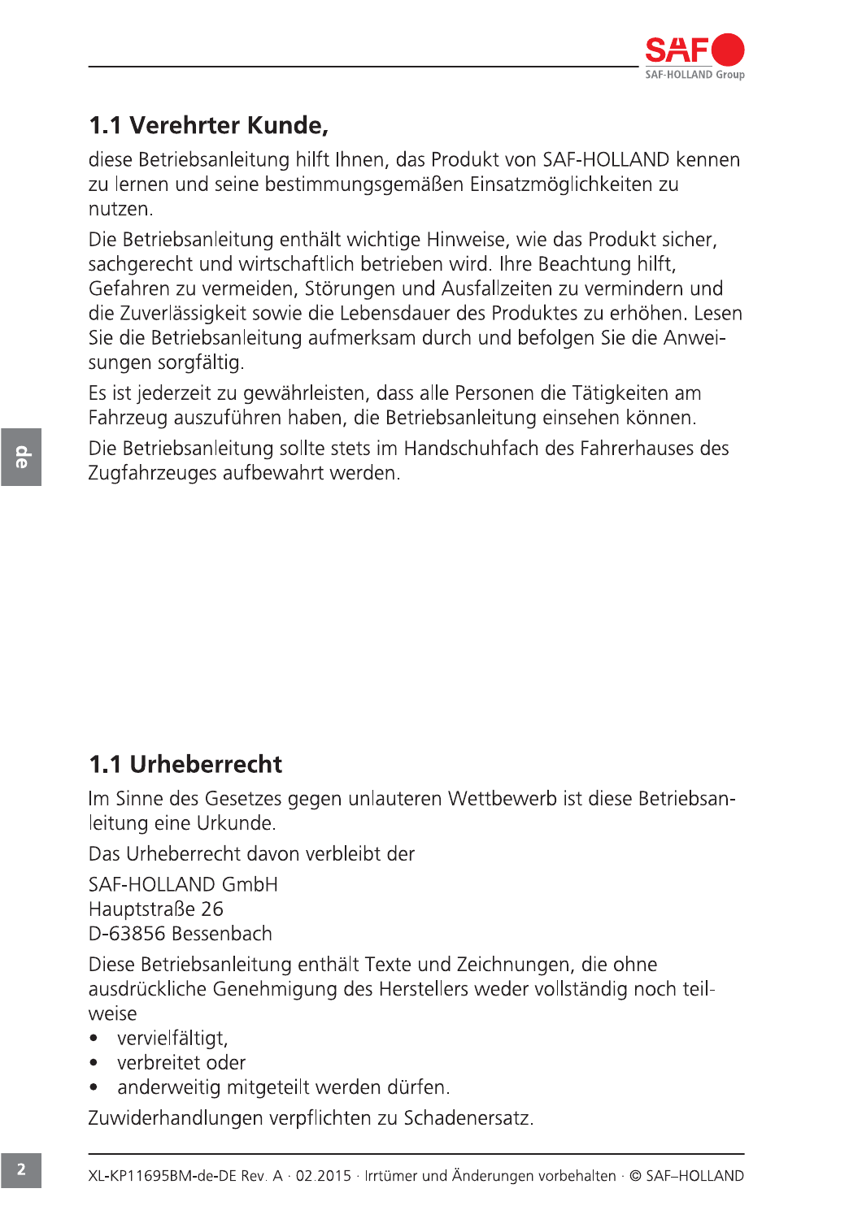## 1.1 Verehrter Kunde,

diese Betriebsanleitung hilft Ihnen, das Produkt von SAF-HOLLAND kennen zu lernen und seine bestimmungsgemäßen Einsatzmöglichkeiten zu nutzen.

Die Betriebsanleitung enthält wichtige Hinweise, wie das Produkt sicher, sachgerecht und wirtschaftlich betrieben wird. Ihre Beachtung hilft, Gefahren zu vermeiden, Störungen und Ausfallzeiten zu vermindern und die Zuverlässigkeit sowie die Lebensdauer des Produktes zu erhöhen. Lesen Sie die Betriebsanleitung aufmerksam durch und befolgen Sie die Anweisungen sorgfältig.

Es ist jederzeit zu gewährleisten, dass alle Personen die Tätigkeiten am Fahrzeug auszuführen haben, die Betriebsanleitung einsehen können.

Die Betriebsanleitung sollte stets im Handschuhfach des Fahrerhauses des Zugfahrzeuges aufbewahrt werden.

## 1.1 Urheberrecht

Im Sinne des Gesetzes gegen unlauteren Wettbewerb ist diese Betriebsanleitung eine Urkunde.

Das Urheberrecht davon verbleibt der

SAF-HOLLAND GmbH
Hauptstraße 26
D-63856 Bessenbach

Diese Betriebsanleitung enthält Texte und Zeichnungen, die ohne ausdrückliche Genehmigung des Herstellers weder vollständig noch teilweise

- vervielfältigt,
- verbreitet oder
- anderweitig mitgeteilt werden dürfen.

Zuwiderhandlungen verpflichten zu Schadenersatz.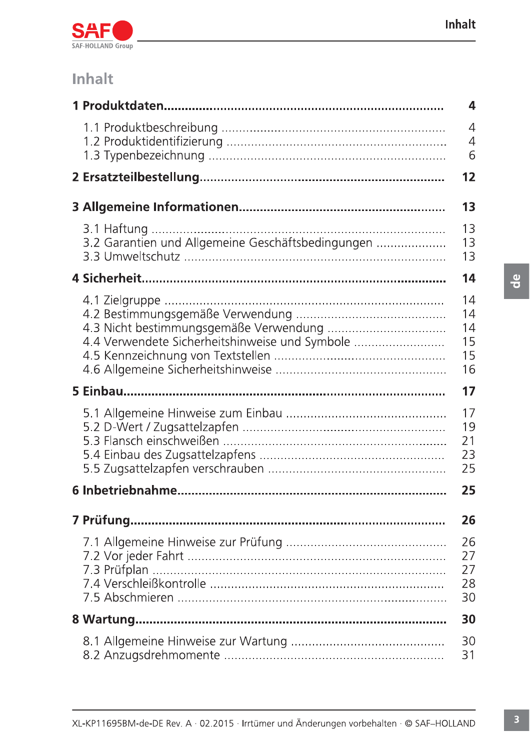# Inhalt

| | |
|---|---|
| **1 Produktdaten** | **4** |
| 1.1 Produktbeschreibung | 4 |
| 1.2 Produktidentifizierung | 4 |
| 1.3 Typenbezeichnung | 6 |
| **2 Ersatzteilbestellung** | **12** |
| **3 Allgemeine Informationen** | **13** |
| 3.1 Haftung | 13 |
| 3.2 Garantien und Allgemeine Geschäftsbedingungen | 13 |
| 3.3 Umweltschutz | 13 |
| **4 Sicherheit** | **14** |
| 4.1 Zielgruppe | 14 |
| 4.2 Bestimmungsgemäße Verwendung | 14 |
| 4.3 Nicht bestimmungsgemäße Verwendung | 14 |
| 4.4 Verwendete Sicherheitshinweise und Symbole | 15 |
| 4.5 Kennzeichnung von Textstellen | 15 |
| 4.6 Allgemeine Sicherheitshinweise | 16 |
| **5 Einbau** | **17** |
| 5.1 Allgemeine Hinweise zum Einbau | 17 |
| 5.2 D-Wert / Zugsattelzapfen | 19 |
| 5.3 Flansch einschweißen | 21 |
| 5.4 Einbau des Zugsattelzapfens | 23 |
| 5.5 Zugsattelzapfen verschrauben | 25 |
| **6 Inbetriebnahme** | **25** |
| **7 Prüfung** | **26** |
| 7.1 Allgemeine Hinweise zur Prüfung | 26 |
| 7.2 Vor jeder Fahrt | 27 |
| 7.3 Prüfplan | 27 |
| 7.4 Verschleißkontrolle | 28 |
| 7.5 Abschmieren | 30 |
| **8 Wartung** | **30** |
| 8.1 Allgemeine Hinweise zur Wartung | 30 |
| 8.2 Anzugsdrehmomente | 31 |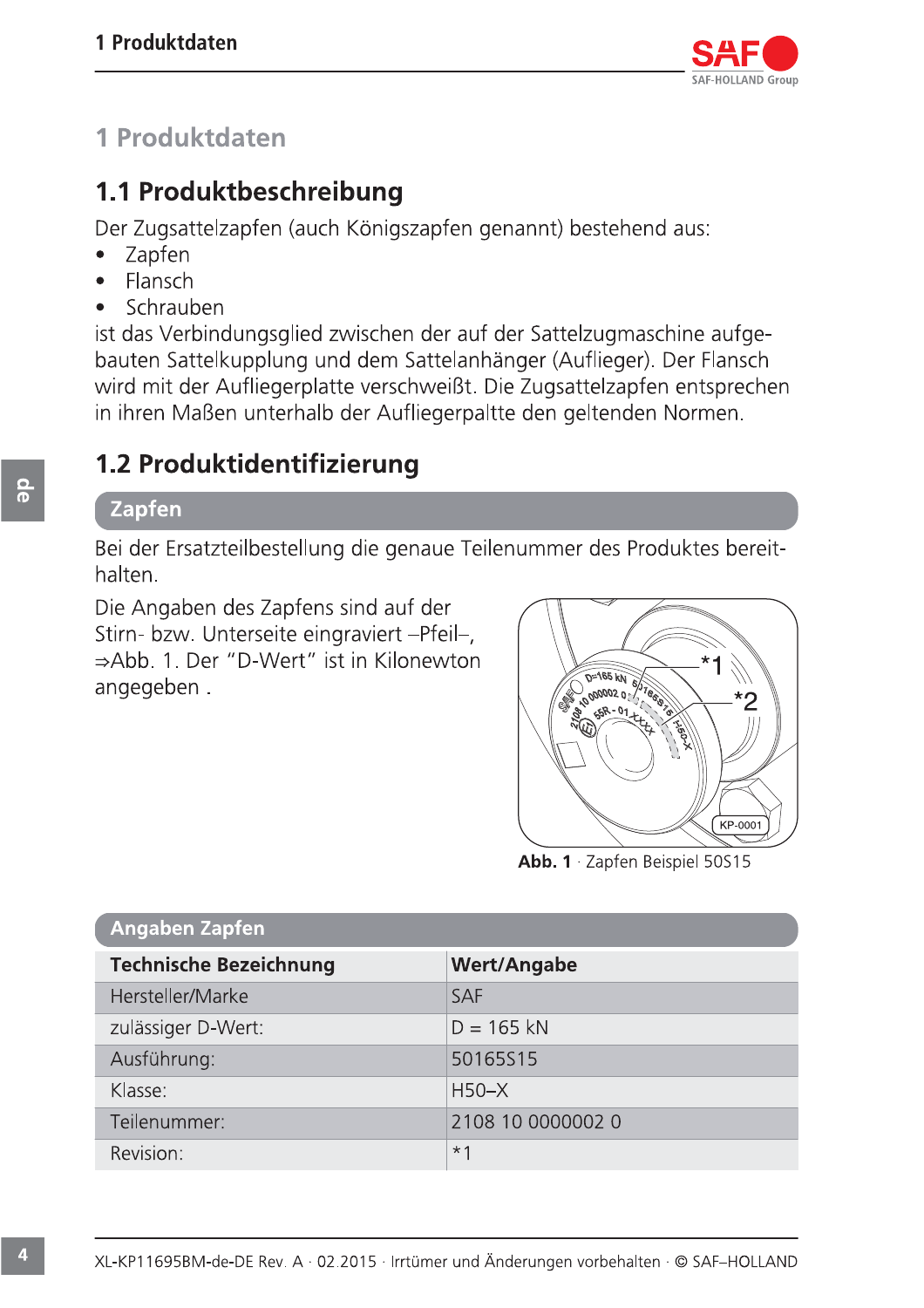# 1 Produktdaten

## 1.1 Produktbeschreibung

Der Zugsattelzapfen (auch Königszapfen genannt) bestehend aus:

- Zapfen
- Flansch
- Schrauben

ist das Verbindungsglied zwischen der auf der Sattelzugmaschine aufgebauten Sattelkupplung und dem Sattelanhänger (Auflieger). Der Flansch wird mit der Aufliegerplatte verschweißt. Die Zugsattelzapfen entsprechen in ihren Maßen unterhalb der Aufliegerpaltte den geltenden Normen.

## 1.2 Produktidentifizierung

### Zapfen

Bei der Ersatzteilbestellung die genaue Teilenummer des Produktes bereithalten.

Die Angaben des Zapfens sind auf der Stirn- bzw. Unterseite eingraviert –Pfeil–, ⇒Abb. 1. Der "D-Wert" ist in Kilonewton angegeben .

**Abb. 1** · Zapfen Beispiel 50S15

### Angaben Zapfen

| Technische Bezeichnung | Wert/Angabe |
|---|---|
| Hersteller/Marke | SAF |
| zulässiger D-Wert: | D = 165 kN |
| Ausführung: | 50165S15 |
| Klasse: | H50–X |
| Teilenummer: | 2108 10 0000002 0 |
| Revision: | *1 |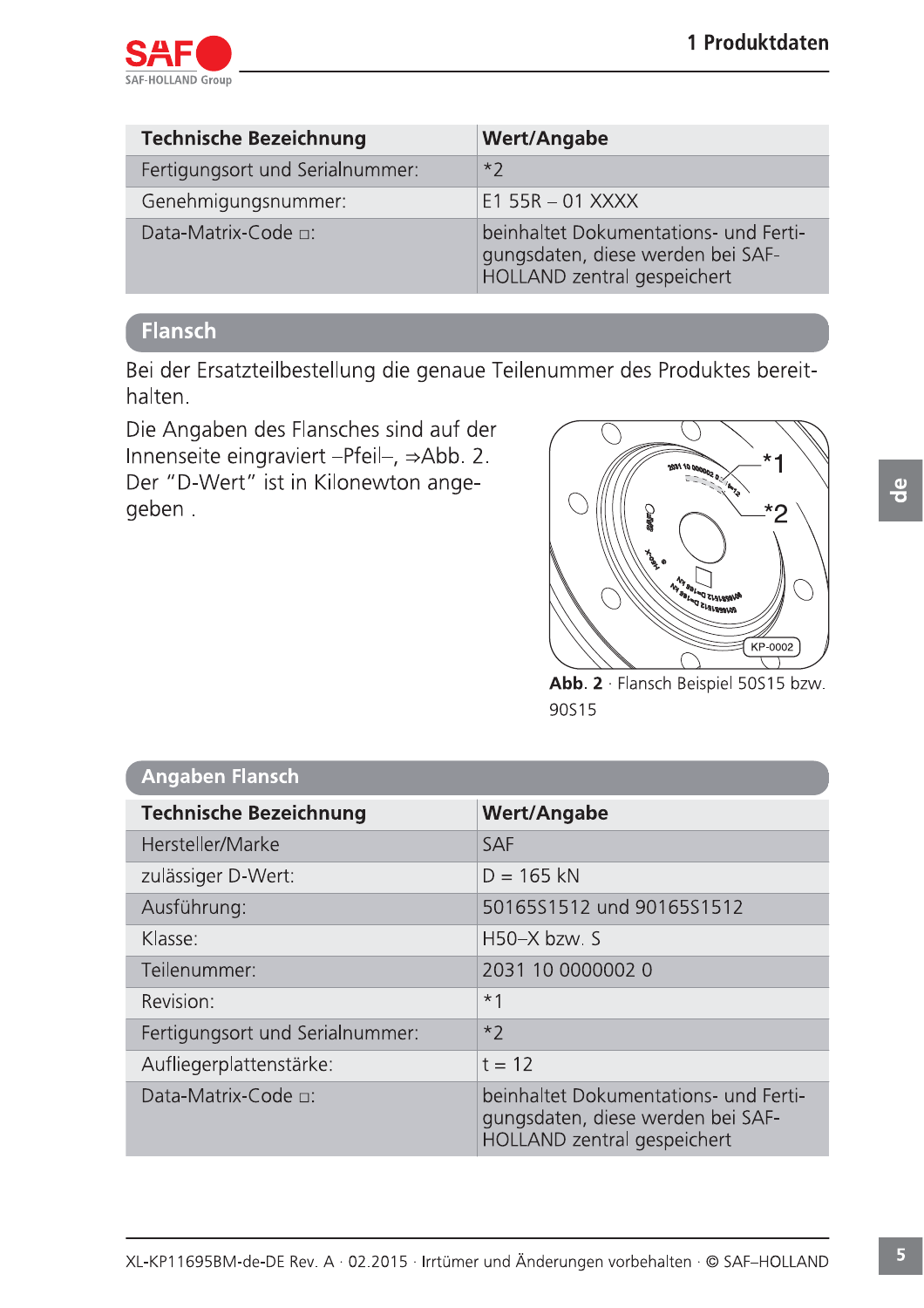| Technische Bezeichnung | Wert/Angabe |
|---|---|
| Fertigungsort und Serialnummer: | *2 |
| Genehmigungsnummer: | E1 55R – 01 XXXX |
| Data-Matrix-Code □: | beinhaltet Dokumentations- und Fertigungsdaten, diese werden bei SAF-HOLLAND zentral gespeichert |

## Flansch

Bei der Ersatzteilbestellung die genaue Teilenummer des Produktes bereithalten.

Die Angaben des Flansches sind auf der Innenseite eingraviert –Pfeil–, ⇒Abb. 2. Der "D-Wert" ist in Kilonewton angegeben .

**Abb. 2** · Flansch Beispiel 50S15 bzw. 90S15

## Angaben Flansch

| Technische Bezeichnung | Wert/Angabe |
|---|---|
| Hersteller/Marke | SAF |
| zulässiger D-Wert: | D = 165 kN |
| Ausführung: | 50165S1512 und 90165S1512 |
| Klasse: | H50–X bzw. S |
| Teilenummer: | 2031 10 0000002 0 |
| Revision: | *1 |
| Fertigungsort und Serialnummer: | *2 |
| Aufliegerplattenstärke: | t = 12 |
| Data-Matrix-Code □: | beinhaltet Dokumentations- und Fertigungsdaten, diese werden bei SAF-HOLLAND zentral gespeichert |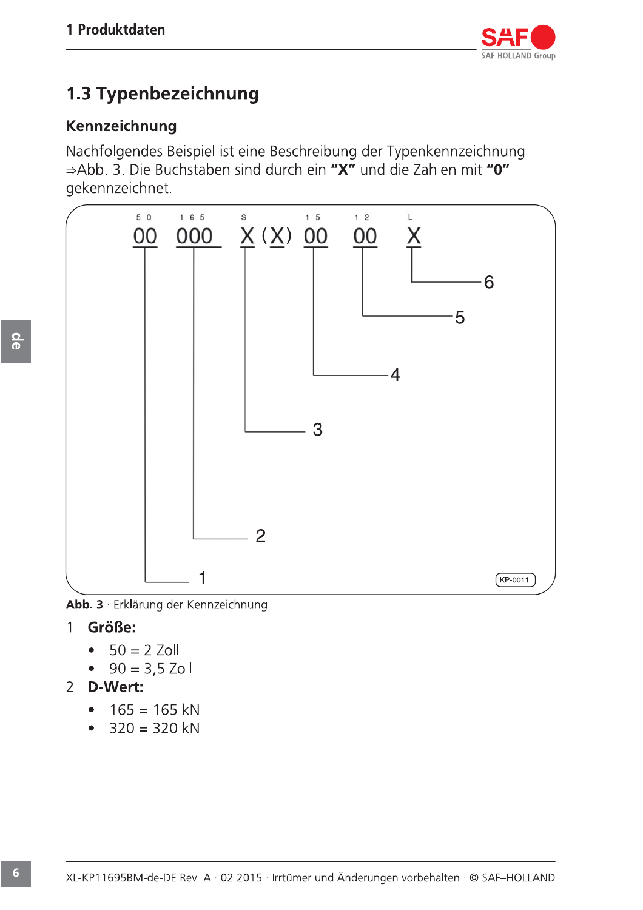## 1.3 Typenbezeichnung

### Kennzeichnung

Nachfolgendes Beispiel ist eine Beschreibung der Typenkennzeichnung ⇒Abb. 3. Die Buchstaben sind durch ein **"X"** und die Zahlen mit **"0"** gekennzeichnet.

5 0 1 6 5 S 1 5 1 2 L

00 000 X (X) 00 00 X

1 2 3 4 5 6

KP-0011

**Abb. 3** · Erklärung der Kennzeichnung

1 **Größe:**

- 50 = 2 Zoll
- 90 = 3,5 Zoll

2 **D-Wert:**

- 165 = 165 kN
- 320 = 320 kN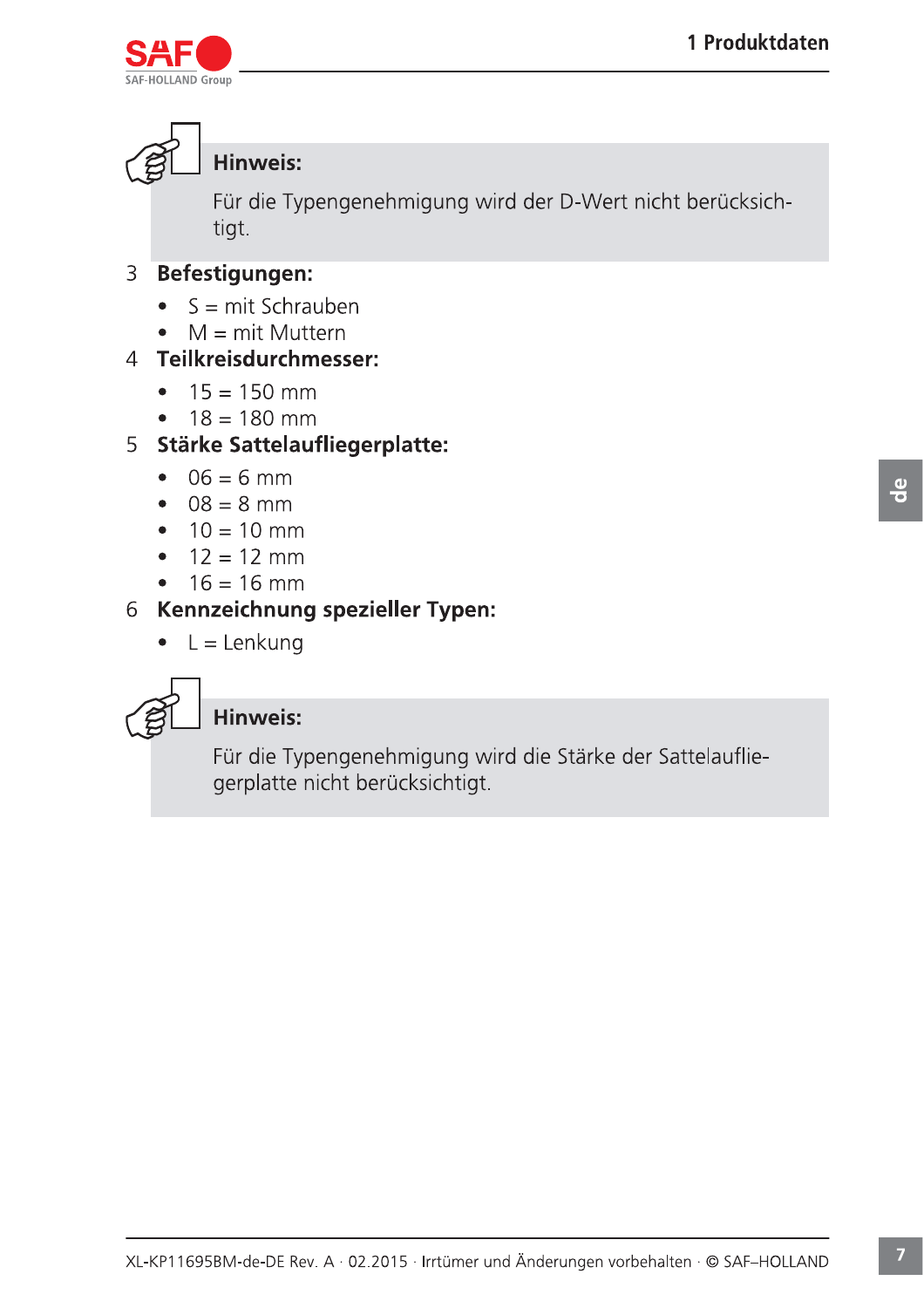**Hinweis:**

Für die Typengenehmigung wird der D-Wert nicht berücksichtigt.

3 **Befestigungen:**

- S = mit Schrauben
- M = mit Muttern

4 **Teilkreisdurchmesser:**

- 15 = 150 mm
- 18 = 180 mm

5 **Stärke Sattelaufliegerplatte:**

- 06 = 6 mm
- 08 = 8 mm
- 10 = 10 mm
- 12 = 12 mm
- 16 = 16 mm

6 **Kennzeichnung spezieller Typen:**

- L = Lenkung

**Hinweis:**

Für die Typengenehmigung wird die Stärke der Sattelaufliegerplatte nicht berücksichtigt.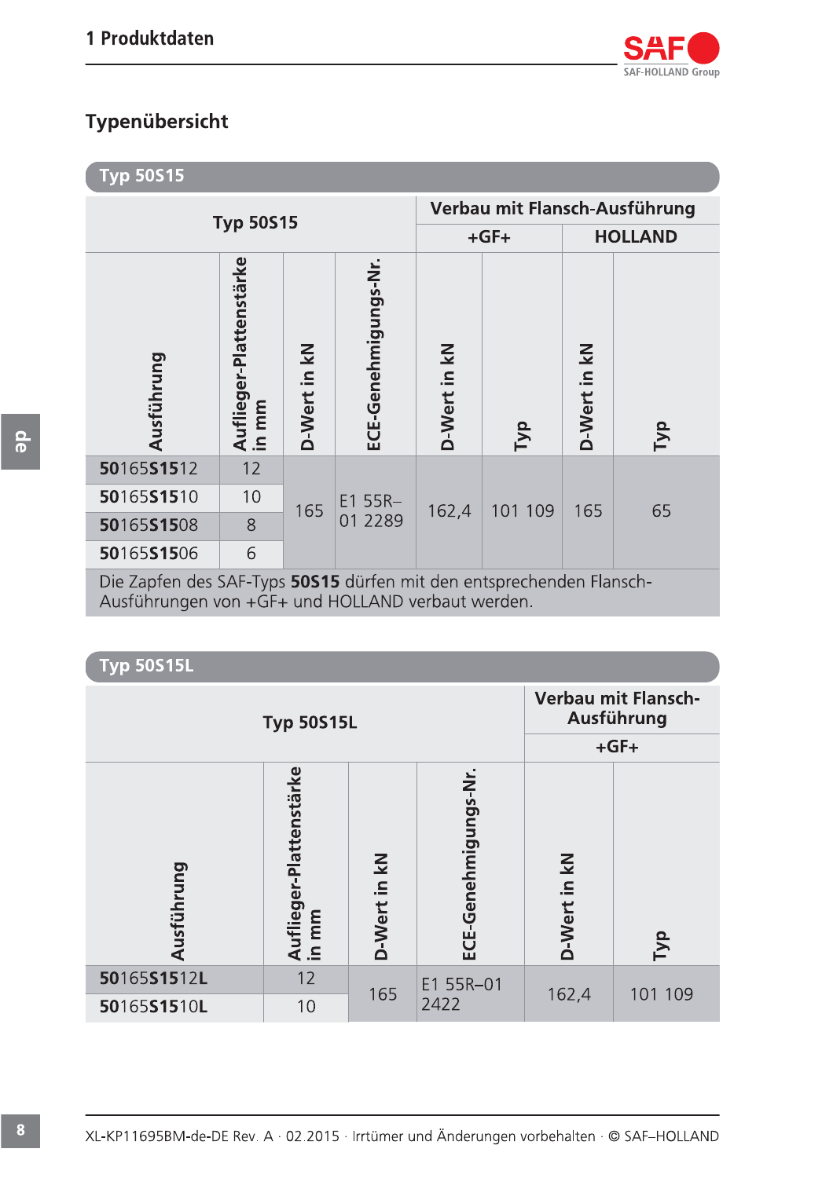## Typenübersicht

### Typ 50S15

| Typ 50S15 | | | | Verbau mit Flansch-Ausführung | | | |
|---|---|---|---|---|---|---|---|
| | | | | +GF+ | | HOLLAND | |
| Ausführung | Auflieger-Plattenstärke in mm | D-Wert in kN | ECE-Genehmigungs-Nr. | D-Wert in kN | Typ | D-Wert in kN | Typ |
| 50165**S15**12 | 12 | 165 | E1 55R–01 2289 | 162,4 | 101 109 | 165 | 65 |
| 50165**S15**10 | 10 | | | | | | |
| 50165**S15**08 | 8 | | | | | | |
| 50165**S15**06 | 6 | | | | | | |

Die Zapfen des SAF-Typs **50S15** dürfen mit den entsprechenden Flansch-Ausführungen von +GF+ und HOLLAND verbaut werden.

### Typ 50S15L

| Typ 50S15L | | | | Verbau mit Flansch-Ausführung | |
|---|---|---|---|---|---|
| | | | | +GF+ | |
| Ausführung | Auflieger-Plattenstärke in mm | D-Wert in kN | ECE-Genehmigungs-Nr. | D-Wert in kN | Typ |
| 50165**S15**12**L** | 12 | 165 | E1 55R–01 2422 | 162,4 | 101 109 |
| 50165**S15**10**L** | 10 | | | | |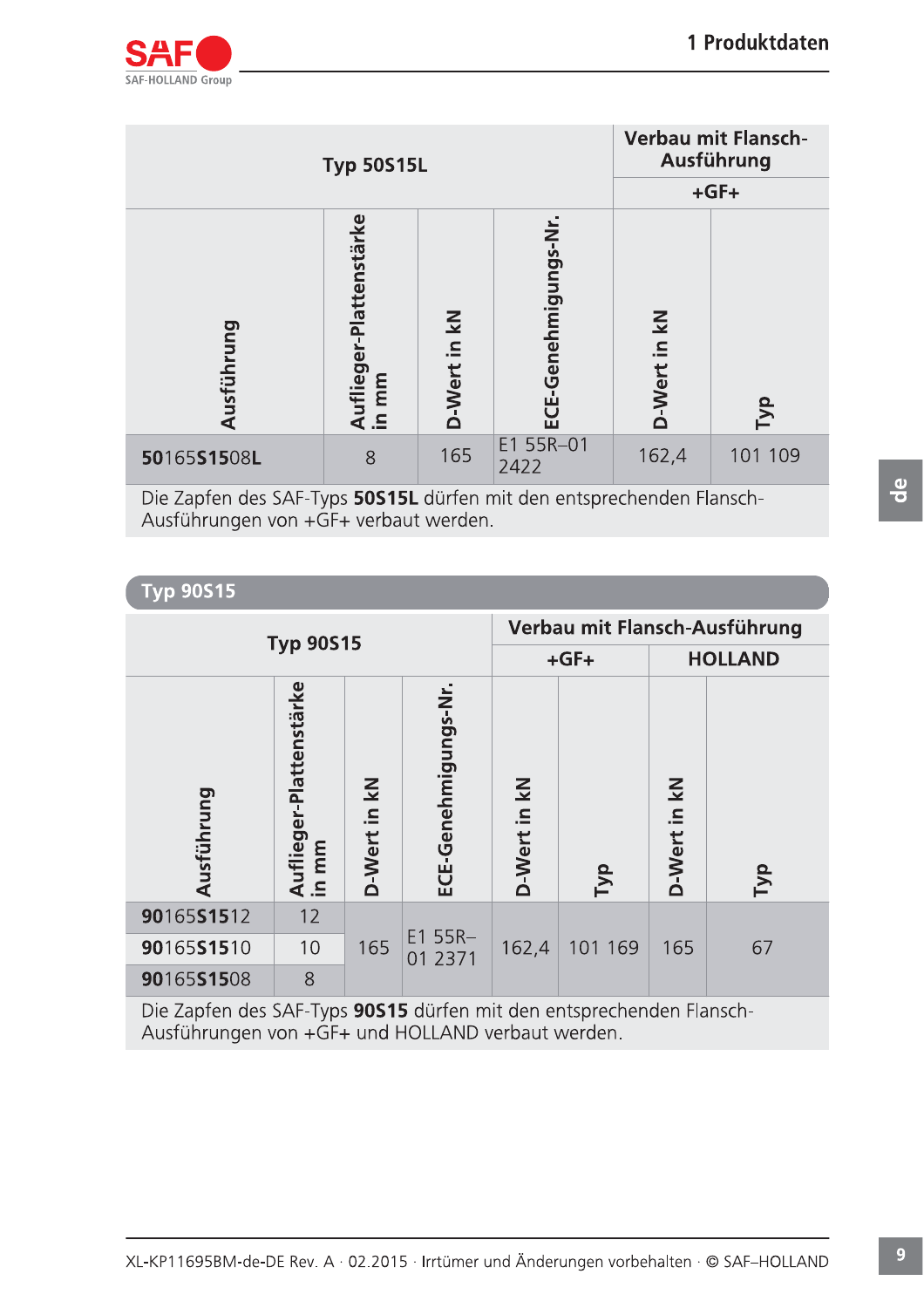| Typ 50S15L | | | | Verbau mit Flansch-Ausführung | |
|---|---|---|---|---|---|
| | | | | +GF+ | |
| Ausführung | Auflieger-Plattenstärke in mm | D-Wert in kN | ECE-Genehmigungs-Nr. | D-Wert in kN | Typ |
| **50**165**S15**08**L** | 8 | 165 | E1 55R–01 2422 | 162,4 | 101 109 |

Die Zapfen des SAF-Typs **50S15L** dürfen mit den entsprechenden Flansch-Ausführungen von +GF+ verbaut werden.

## Typ 90S15

| Typ 90S15 | | | | Verbau mit Flansch-Ausführung | | | |
|---|---|---|---|---|---|---|---|
| | | | | +GF+ | | HOLLAND | |
| Ausführung | Auflieger-Plattenstärke in mm | D-Wert in kN | ECE-Genehmigungs-Nr. | D-Wert in kN | Typ | D-Wert in kN | Typ |
| **90**165**S15**12 | 12 | 165 | E1 55R–01 2371 | 162,4 | 101 169 | 165 | 67 |
| **90**165**S15**10 | 10 | | | | | | |
| **90**165**S15**08 | 8 | | | | | | |

Die Zapfen des SAF-Typs **90S15** dürfen mit den entsprechenden Flansch-Ausführungen von +GF+ und HOLLAND verbaut werden.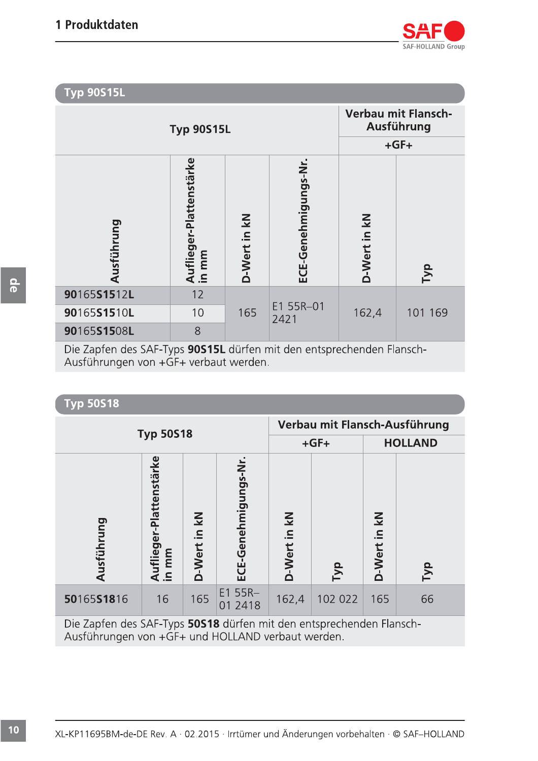## Typ 90S15L

| Typ 90S15L | | | | Verbau mit Flansch-Ausführung | |
|---|---|---|---|---|---|
| | | | | +GF+ | |
| Ausführung | Auflieger-Plattenstärke in mm | D-Wert in kN | ECE-Genehmigungs-Nr. | D-Wert in kN | Typ |
| **90**165**S15**12**L** | 12 | 165 | E1 55R–01 2421 | 162,4 | 101 169 |
| **90**165**S15**10**L** | 10 | | | | |
| **90**165**S15**08**L** | 8 | | | | |

Die Zapfen des SAF-Typs **90S15L** dürfen mit den entsprechenden Flansch-Ausführungen von +GF+ verbaut werden.

## Typ 50S18

| Typ 50S18 | | | | Verbau mit Flansch-Ausführung | | | |
|---|---|---|---|---|---|---|---|
| | | | | +GF+ | | HOLLAND | |
| Ausführung | Auflieger-Plattenstärke in mm | D-Wert in kN | ECE-Genehmigungs-Nr. | D-Wert in kN | Typ | D-Wert in kN | Typ |
| **50**165**S18**16 | 16 | 165 | E1 55R–01 2418 | 162,4 | 102 022 | 165 | 66 |

Die Zapfen des SAF-Typs **50S18** dürfen mit den entsprechenden Flansch-Ausführungen von +GF+ und HOLLAND verbaut werden.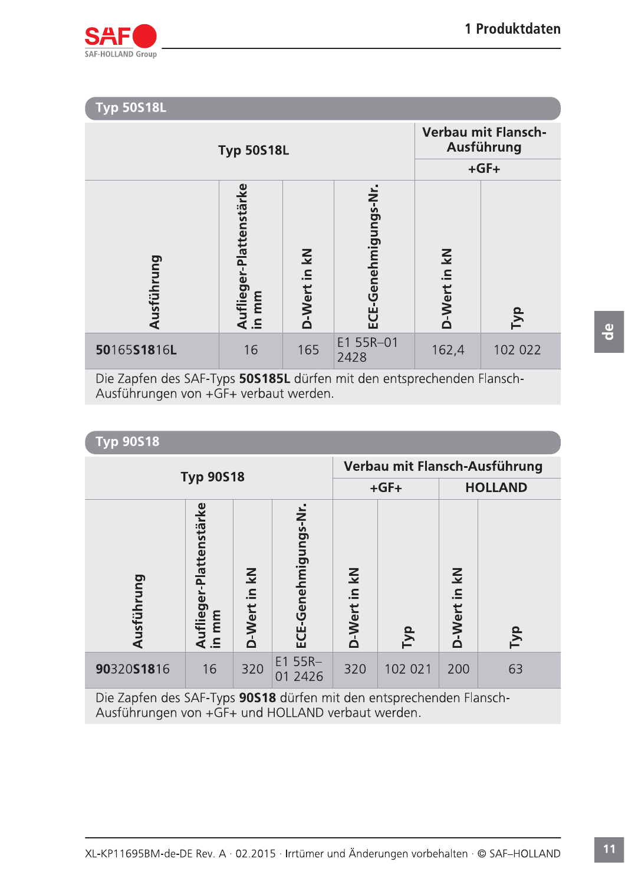## Typ 50S18L

| Typ 50S18L | | | | Verbau mit Flansch-Ausführung | |
|---|---|---|---|---|---|
| | | | | +GF+ | |
| Ausführung | Auflieger-Plattenstärke in mm | D-Wert in kN | ECE-Genehmigungs-Nr. | D-Wert in kN | Typ |
| **50**165**S18**16**L** | 16 | 165 | E1 55R–01 2428 | 162,4 | 102 022 |

Die Zapfen des SAF-Typs **50S185L** dürfen mit den entsprechenden Flansch-Ausführungen von +GF+ verbaut werden.

## Typ 90S18

| Typ 90S18 | | | | Verbau mit Flansch-Ausführung | | | |
|---|---|---|---|---|---|---|---|
| | | | | +GF+ | | HOLLAND | |
| Ausführung | Auflieger-Plattenstärke in mm | D-Wert in kN | ECE-Genehmigungs-Nr. | D-Wert in kN | Typ | D-Wert in kN | Typ |
| **90**320**S18**16 | 16 | 320 | E1 55R–01 2426 | 320 | 102 021 | 200 | 63 |

Die Zapfen des SAF-Typs **90S18** dürfen mit den entsprechenden Flansch-Ausführungen von +GF+ und HOLLAND verbaut werden.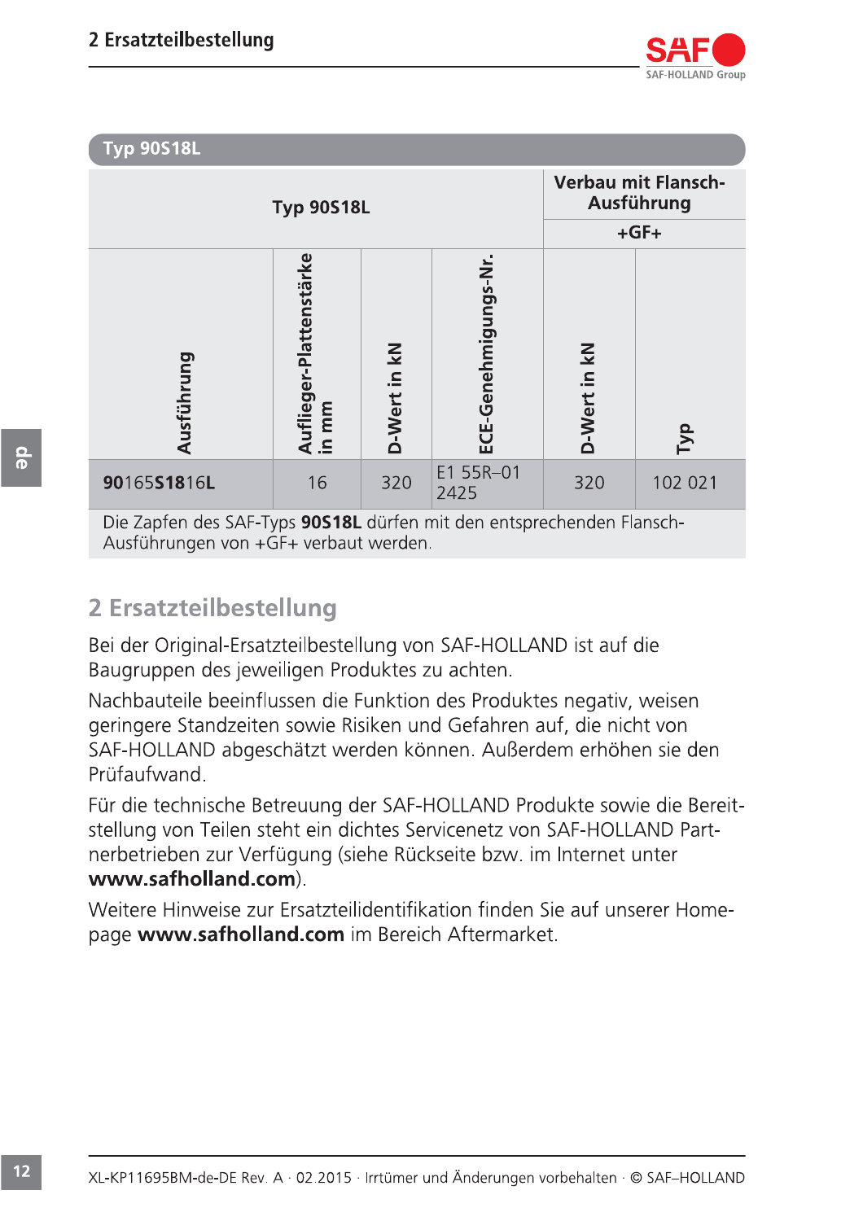**Typ 90S18L**

| Typ 90S18L | | | | Verbau mit Flansch-Ausführung +GF+ | |
|---|---|---|---|---|---|
| Ausführung | Auflieger-Plattenstärke in mm | D-Wert in kN | ECE-Genehmigungs-Nr. | D-Wert in kN | Typ |
| **90**165**S18**16**L** | 16 | 320 | E1 55R–01 2425 | 320 | 102 021 |

Die Zapfen des SAF-Typs **90S18L** dürfen mit den entsprechenden Flansch-Ausführungen von +GF+ verbaut werden.

## 2 Ersatzteilbestellung

Bei der Original-Ersatzteilbestellung von SAF-HOLLAND ist auf die Baugruppen des jeweiligen Produktes zu achten.

Nachbauteile beeinflussen die Funktion des Produktes negativ, weisen geringere Standzeiten sowie Risiken und Gefahren auf, die nicht von SAF-HOLLAND abgeschätzt werden können. Außerdem erhöhen sie den Prüfaufwand.

Für die technische Betreuung der SAF-HOLLAND Produkte sowie die Bereitstellung von Teilen steht ein dichtes Servicenetz von SAF-HOLLAND Partnerbetrieben zur Verfügung (siehe Rückseite bzw. im Internet unter **www.safholland.com**).

Weitere Hinweise zur Ersatzteilidentifikation finden Sie auf unserer Homepage **www.safholland.com** im Bereich Aftermarket.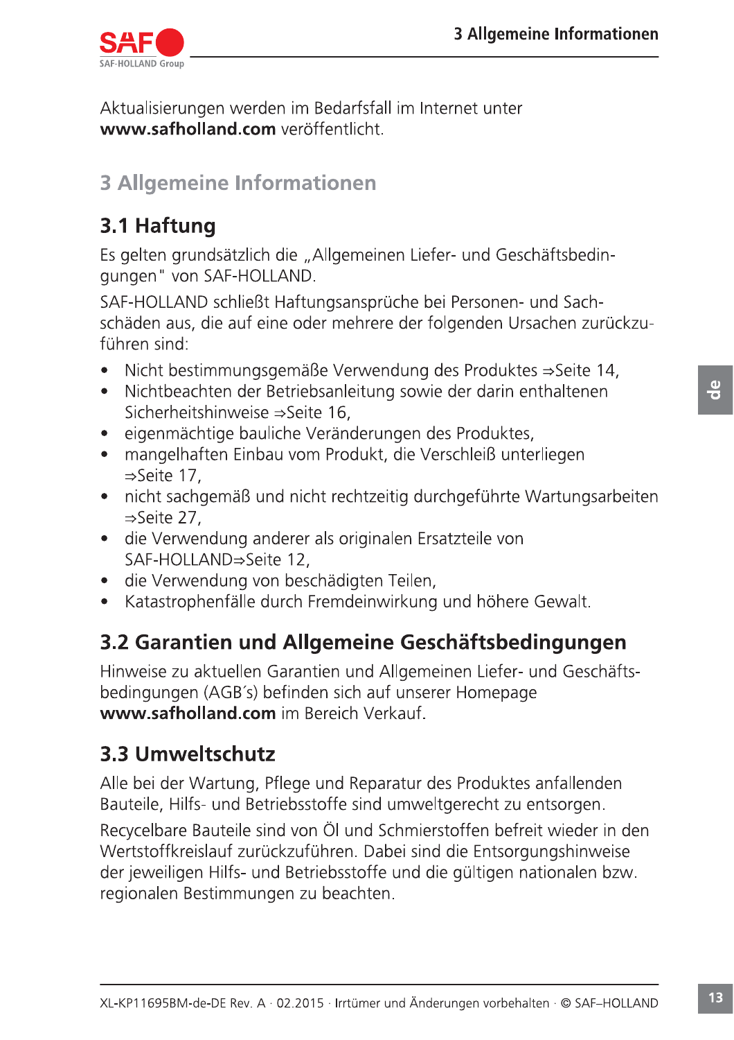Aktualisierungen werden im Bedarfsfall im Internet unter **www.safholland.com** veröffentlicht.

# 3 Allgemeine Informationen

## 3.1 Haftung

Es gelten grundsätzlich die „Allgemeinen Liefer- und Geschäftsbedingungen" von SAF-HOLLAND.

SAF-HOLLAND schließt Haftungsansprüche bei Personen- und Sachschäden aus, die auf eine oder mehrere der folgenden Ursachen zurückzuführen sind:

- Nicht bestimmungsgemäße Verwendung des Produktes ⇒Seite 14,
- Nichtbeachten der Betriebsanleitung sowie der darin enthaltenen Sicherheitshinweise ⇒Seite 16,
- eigenmächtige bauliche Veränderungen des Produktes,
- mangelhaften Einbau vom Produkt, die Verschleiß unterliegen ⇒Seite 17,
- nicht sachgemäß und nicht rechtzeitig durchgeführte Wartungsarbeiten ⇒Seite 27,
- die Verwendung anderer als originalen Ersatzteile von SAF-HOLLAND⇒Seite 12,
- die Verwendung von beschädigten Teilen,
- Katastrophenfälle durch Fremdeinwirkung und höhere Gewalt.

## 3.2 Garantien und Allgemeine Geschäftsbedingungen

Hinweise zu aktuellen Garantien und Allgemeinen Liefer- und Geschäftsbedingungen (AGB´s) befinden sich auf unserer Homepage **www.safholland.com** im Bereich Verkauf.

## 3.3 Umweltschutz

Alle bei der Wartung, Pflege und Reparatur des Produktes anfallenden Bauteile, Hilfs- und Betriebsstoffe sind umweltgerecht zu entsorgen.

Recycelbare Bauteile sind von Öl und Schmierstoffen befreit wieder in den Wertstoffkreislauf zurückzuführen. Dabei sind die Entsorgungshinweise der jeweiligen Hilfs- und Betriebsstoffe und die gültigen nationalen bzw. regionalen Bestimmungen zu beachten.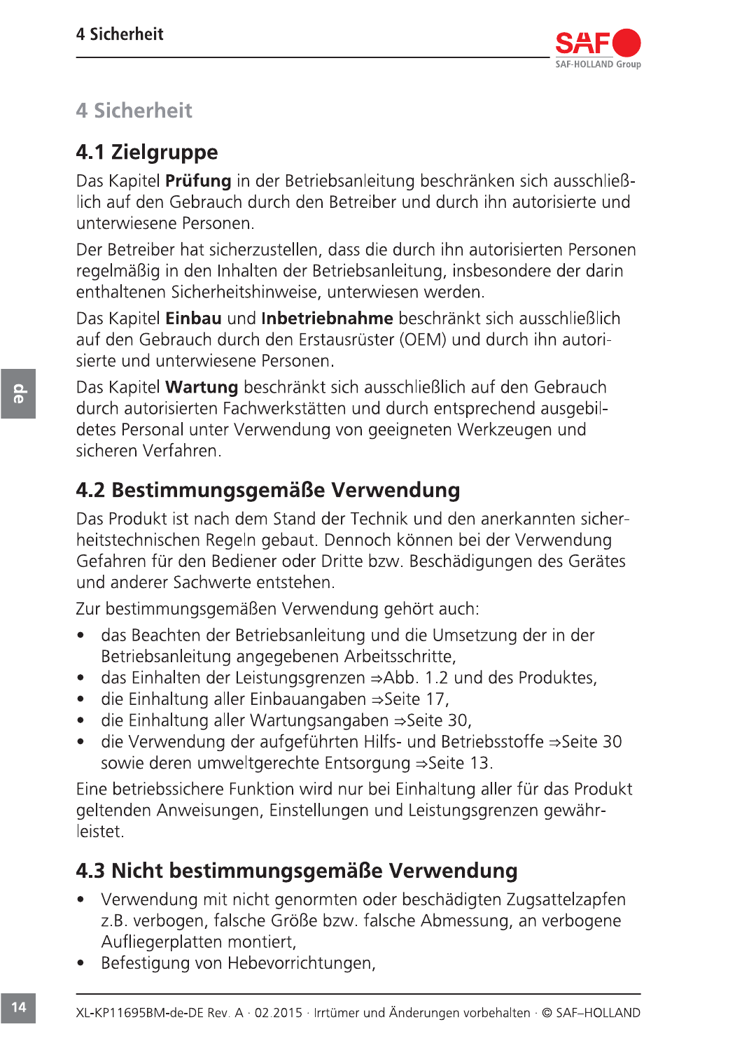# 4 Sicherheit

## 4.1 Zielgruppe

Das Kapitel **Prüfung** in der Betriebsanleitung beschränken sich ausschließlich auf den Gebrauch durch den Betreiber und durch ihn autorisierte und unterwiesene Personen.

Der Betreiber hat sicherzustellen, dass die durch ihn autorisierten Personen regelmäßig in den Inhalten der Betriebsanleitung, insbesondere der darin enthaltenen Sicherheitshinweise, unterwiesen werden.

Das Kapitel **Einbau** und **Inbetriebnahme** beschränkt sich ausschließlich auf den Gebrauch durch den Erstausrüster (OEM) und durch ihn autorisierte und unterwiesene Personen.

Das Kapitel **Wartung** beschränkt sich ausschließlich auf den Gebrauch durch autorisierten Fachwerkstätten und durch entsprechend ausgebildetes Personal unter Verwendung von geeigneten Werkzeugen und sicheren Verfahren.

## 4.2 Bestimmungsgemäße Verwendung

Das Produkt ist nach dem Stand der Technik und den anerkannten sicherheitstechnischen Regeln gebaut. Dennoch können bei der Verwendung Gefahren für den Bediener oder Dritte bzw. Beschädigungen des Gerätes und anderer Sachwerte entstehen.

Zur bestimmungsgemäßen Verwendung gehört auch:

- das Beachten der Betriebsanleitung und die Umsetzung der in der Betriebsanleitung angegebenen Arbeitsschritte,
- das Einhalten der Leistungsgrenzen ⇒Abb. 1.2 und des Produktes,
- die Einhaltung aller Einbauangaben ⇒Seite 17,
- die Einhaltung aller Wartungsangaben ⇒Seite 30,
- die Verwendung der aufgeführten Hilfs- und Betriebsstoffe ⇒Seite 30 sowie deren umweltgerechte Entsorgung ⇒Seite 13.

Eine betriebssichere Funktion wird nur bei Einhaltung aller für das Produkt geltenden Anweisungen, Einstellungen und Leistungsgrenzen gewährleistet.

## 4.3 Nicht bestimmungsgemäße Verwendung

- Verwendung mit nicht genormten oder beschädigten Zugsattelzapfen z.B. verbogen, falsche Größe bzw. falsche Abmessung, an verbogene Aufliegerplatten montiert,
- Befestigung von Hebevorrichtungen,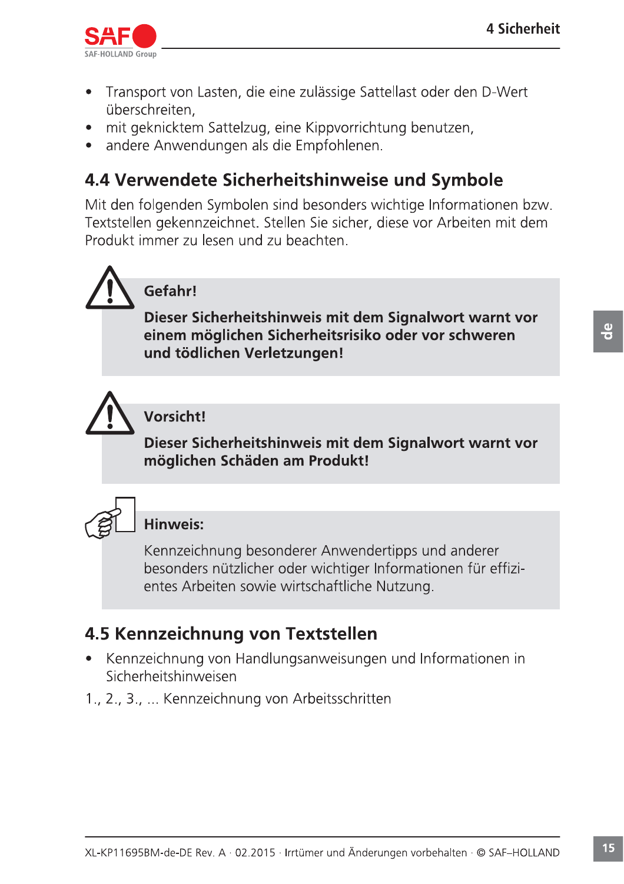- Transport von Lasten, die eine zulässige Sattellast oder den D-Wert überschreiten,
- mit geknicktem Sattelzug, eine Kippvorrichtung benutzen,
- andere Anwendungen als die Empfohlenen.

## 4.4 Verwendete Sicherheitshinweise und Symbole

Mit den folgenden Symbolen sind besonders wichtige Informationen bzw. Textstellen gekennzeichnet. Stellen Sie sicher, diese vor Arbeiten mit dem Produkt immer zu lesen und zu beachten.

**Gefahr!**

**Dieser Sicherheitshinweis mit dem Signalwort warnt vor einem möglichen Sicherheitsrisiko oder vor schweren und tödlichen Verletzungen!**

**Vorsicht!**

**Dieser Sicherheitshinweis mit dem Signalwort warnt vor möglichen Schäden am Produkt!**

**Hinweis:**

Kennzeichnung besonderer Anwendertipps und anderer besonders nützlicher oder wichtiger Informationen für effizientes Arbeiten sowie wirtschaftliche Nutzung.

## 4.5 Kennzeichnung von Textstellen

- Kennzeichnung von Handlungsanweisungen und Informationen in Sicherheitshinweisen

1., 2., 3., ... Kennzeichnung von Arbeitsschritten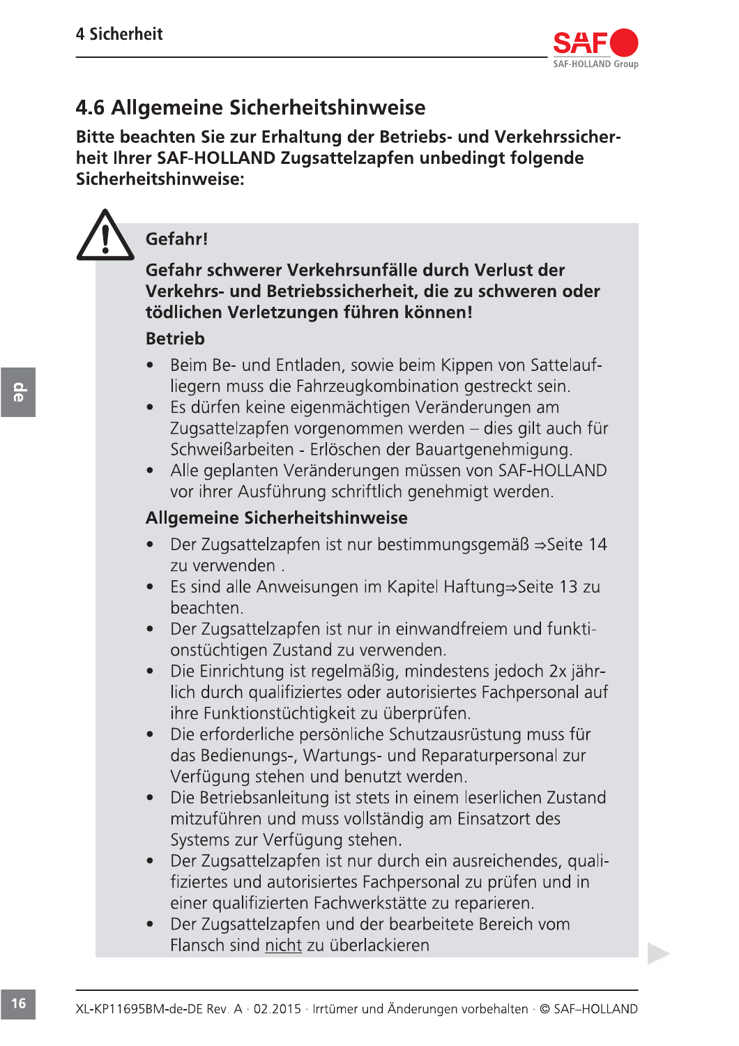## 4.6 Allgemeine Sicherheitshinweise

**Bitte beachten Sie zur Erhaltung der Betriebs- und Verkehrssicherheit Ihrer SAF-HOLLAND Zugsattelzapfen unbedingt folgende Sicherheitshinweise:**

**Gefahr!**

**Gefahr schwerer Verkehrsunfälle durch Verlust der Verkehrs- und Betriebssicherheit, die zu schweren oder tödlichen Verletzungen führen können!**

**Betrieb**

- Beim Be- und Entladen, sowie beim Kippen von Sattelaufliegern muss die Fahrzeugkombination gestreckt sein.
- Es dürfen keine eigenmächtigen Veränderungen am Zugsattelzapfen vorgenommen werden – dies gilt auch für Schweißarbeiten - Erlöschen der Bauartgenehmigung.
- Alle geplanten Veränderungen müssen von SAF-HOLLAND vor ihrer Ausführung schriftlich genehmigt werden.

**Allgemeine Sicherheitshinweise**

- Der Zugsattelzapfen ist nur bestimmungsgemäß ⇒Seite 14 zu verwenden .
- Es sind alle Anweisungen im Kapitel Haftung⇒Seite 13 zu beachten.
- Der Zugsattelzapfen ist nur in einwandfreiem und funktionstüchtigen Zustand zu verwenden.
- Die Einrichtung ist regelmäßig, mindestens jedoch 2x jährlich durch qualifiziertes oder autorisiertes Fachpersonal auf ihre Funktionstüchtigkeit zu überprüfen.
- Die erforderliche persönliche Schutzausrüstung muss für das Bedienungs-, Wartungs- und Reparaturpersonal zur Verfügung stehen und benutzt werden.
- Die Betriebsanleitung ist stets in einem leserlichen Zustand mitzuführen und muss vollständig am Einsatzort des Systems zur Verfügung stehen.
- Der Zugsattelzapfen ist nur durch ein ausreichendes, qualifiziertes und autorisiertes Fachpersonal zu prüfen und in einer qualifizierten Fachwerkstätte zu reparieren.
- Der Zugsattelzapfen und der bearbeitete Bereich vom Flansch sind nicht zu überlackieren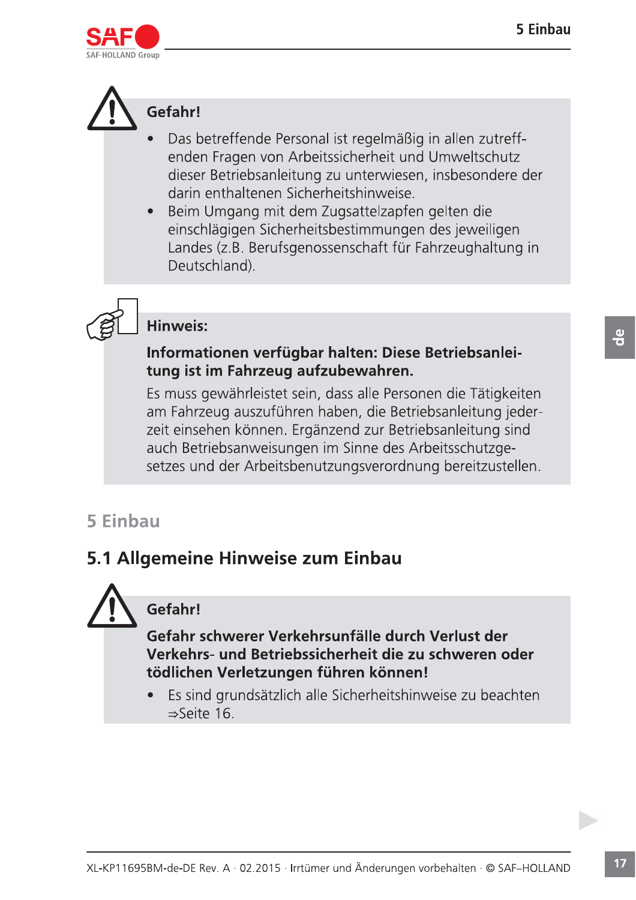**Gefahr!**

- Das betreffende Personal ist regelmäßig in allen zutreffenden Fragen von Arbeitssicherheit und Umweltschutz dieser Betriebsanleitung zu unterwiesen, insbesondere der darin enthaltenen Sicherheitshinweise.
- Beim Umgang mit dem Zugsattelzapfen gelten die einschlägigen Sicherheitsbestimmungen des jeweiligen Landes (z.B. Berufsgenossenschaft für Fahrzeughaltung in Deutschland).

**Hinweis:**

**Informationen verfügbar halten: Diese Betriebsanleitung ist im Fahrzeug aufzubewahren.**

Es muss gewährleistet sein, dass alle Personen die Tätigkeiten am Fahrzeug auszuführen haben, die Betriebsanleitung jederzeit einsehen können. Ergänzend zur Betriebsanleitung sind auch Betriebsanweisungen im Sinne des Arbeitsschutzgesetzes und der Arbeitsbenutzungsverordnung bereitzustellen.

# 5 Einbau

## 5.1 Allgemeine Hinweise zum Einbau

**Gefahr!**

**Gefahr schwerer Verkehrsunfälle durch Verlust der Verkehrs- und Betriebssicherheit die zu schweren oder tödlichen Verletzungen führen können!**

- Es sind grundsätzlich alle Sicherheitshinweise zu beachten ⇒Seite 16.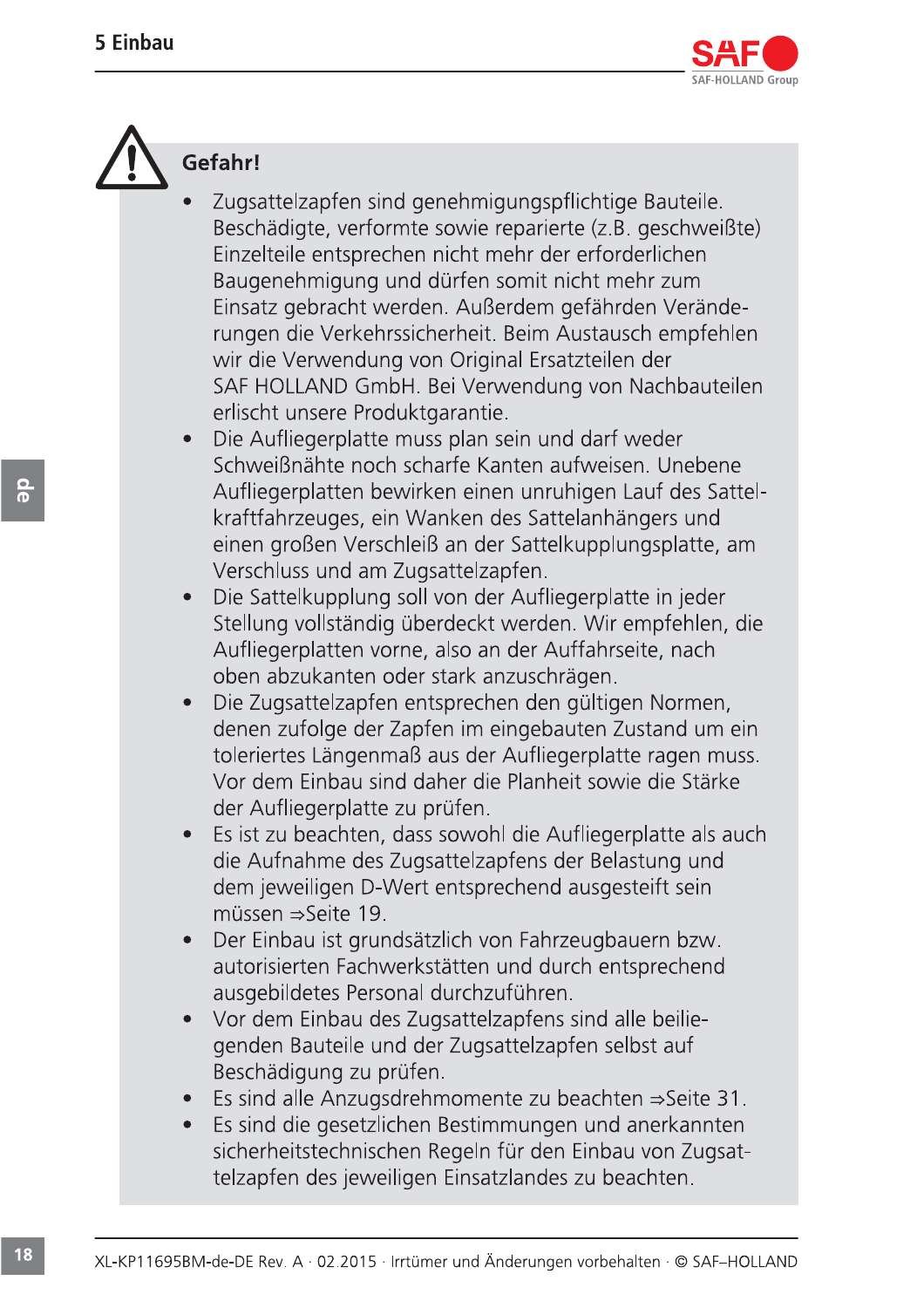**Gefahr!**

- Zugsattelzapfen sind genehmigungspflichtige Bauteile. Beschädigte, verformte sowie reparierte (z.B. geschweißte) Einzelteile entsprechen nicht mehr der erforderlichen Baugenehmigung und dürfen somit nicht mehr zum Einsatz gebracht werden. Außerdem gefährden Veränderungen die Verkehrssicherheit. Beim Austausch empfehlen wir die Verwendung von Original Ersatzteilen der SAF HOLLAND GmbH. Bei Verwendung von Nachbauteilen erlischt unsere Produktgarantie.
- Die Aufliegerplatte muss plan sein und darf weder Schweißnähte noch scharfe Kanten aufweisen. Unebene Aufliegerplatten bewirken einen unruhigen Lauf des Sattelkraftfahrzeuges, ein Wanken des Sattelanhängers und einen großen Verschleiß an der Sattelkupplungsplatte, am Verschluss und am Zugsattelzapfen.
- Die Sattelkupplung soll von der Aufliegerplatte in jeder Stellung vollständig überdeckt werden. Wir empfehlen, die Aufliegerplatten vorne, also an der Auffahrseite, nach oben abzukanten oder stark anzuschrägen.
- Die Zugsattelzapfen entsprechen den gültigen Normen, denen zufolge der Zapfen im eingebauten Zustand um ein toleriertes Längenmaß aus der Aufliegerplatte ragen muss. Vor dem Einbau sind daher die Planheit sowie die Stärke der Aufliegerplatte zu prüfen.
- Es ist zu beachten, dass sowohl die Aufliegerplatte als auch die Aufnahme des Zugsattelzapfens der Belastung und dem jeweiligen D-Wert entsprechend ausgesteift sein müssen ⇒Seite 19.
- Der Einbau ist grundsätzlich von Fahrzeugbauern bzw. autorisierten Fachwerkstätten und durch entsprechend ausgebildetes Personal durchzuführen.
- Vor dem Einbau des Zugsattelzapfens sind alle beiliegenden Bauteile und der Zugsattelzapfen selbst auf Beschädigung zu prüfen.
- Es sind alle Anzugsdrehmomente zu beachten ⇒Seite 31.
- Es sind die gesetzlichen Bestimmungen und anerkannten sicherheitstechnischen Regeln für den Einbau von Zugsattelzapfen des jeweiligen Einsatzlandes zu beachten.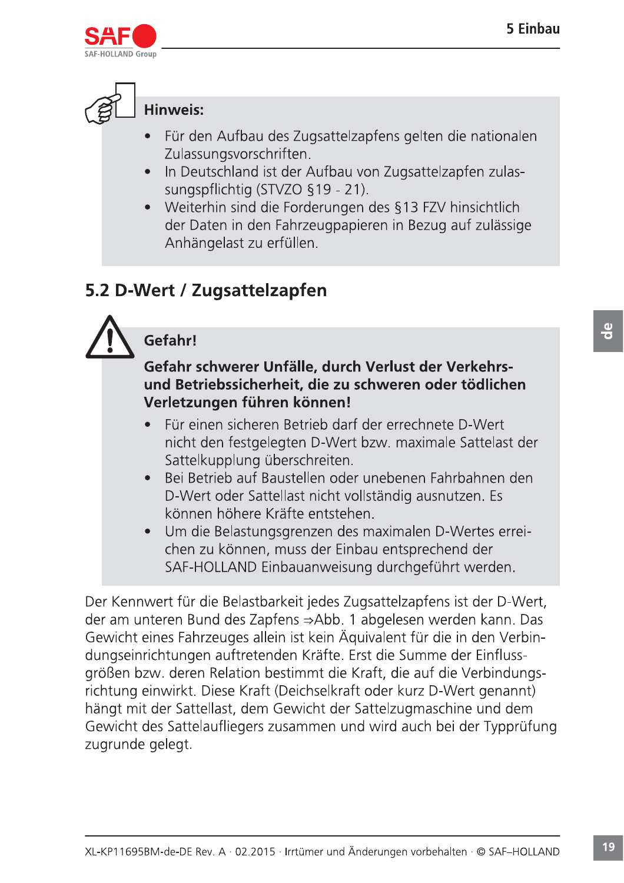**Hinweis:**

- Für den Aufbau des Zugsattelzapfens gelten die nationalen Zulassungsvorschriften.
- In Deutschland ist der Aufbau von Zugsattelzapfen zulassungspflichtig (STVZO §19 - 21).
- Weiterhin sind die Forderungen des §13 FZV hinsichtlich der Daten in den Fahrzeugpapieren in Bezug auf zulässige Anhängelast zu erfüllen.

## 5.2 D-Wert / Zugsattelzapfen

**Gefahr!**

**Gefahr schwerer Unfälle, durch Verlust der Verkehrs- und Betriebssicherheit, die zu schweren oder tödlichen Verletzungen führen können!**

- Für einen sicheren Betrieb darf der errechnete D-Wert nicht den festgelegten D-Wert bzw. maximale Sattelast der Sattelkupplung überschreiten.
- Bei Betrieb auf Baustellen oder unebenen Fahrbahnen den D-Wert oder Sattellast nicht vollständig ausnutzen. Es können höhere Kräfte entstehen.
- Um die Belastungsgrenzen des maximalen D-Wertes erreichen zu können, muss der Einbau entsprechend der SAF-HOLLAND Einbauanweisung durchgeführt werden.

Der Kennwert für die Belastbarkeit jedes Zugsattelzapfens ist der D-Wert, der am unteren Bund des Zapfens ⇒Abb. 1 abgelesen werden kann. Das Gewicht eines Fahrzeuges allein ist kein Äquivalent für die in den Verbindungseinrichtungen auftretenden Kräfte. Erst die Summe der Einflussgrößen bzw. deren Relation bestimmt die Kraft, die auf die Verbindungsrichtung einwirkt. Diese Kraft (Deichselkraft oder kurz D-Wert genannt) hängt mit der Sattellast, dem Gewicht der Sattelzugmaschine und dem Gewicht des Sattelaufliegers zusammen und wird auch bei der Typprüfung zugrunde gelegt.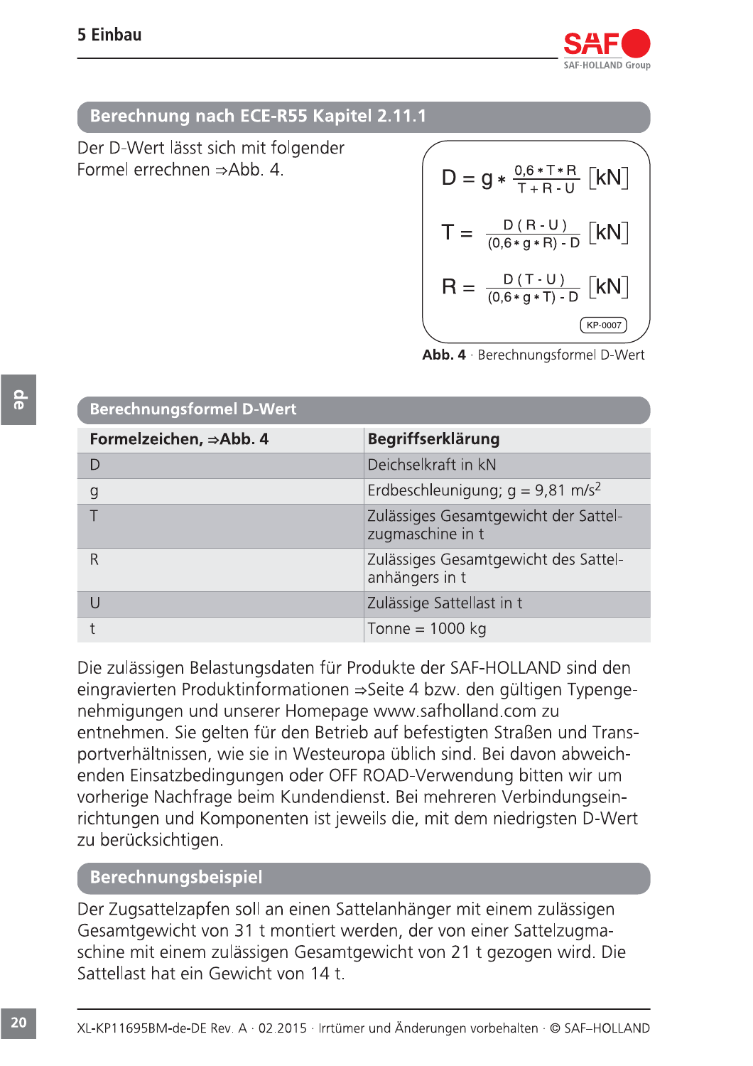## Berechnung nach ECE-R55 Kapitel 2.11.1

Der D-Wert lässt sich mit folgender Formel errechnen ⇒Abb. 4.

$$D = g * \frac{0,6 * T * R}{T + R - U} \; [kN]$$

$$T = \frac{D\,(R - U)}{(0,6 * g * R) - D} \; [kN]$$

$$R = \frac{D\,(T - U)}{(0,6 * g * T) - D} \; [kN]$$

KP-0007

**Abb. 4** · Berechnungsformel D-Wert

## Berechnungsformel D-Wert

| Formelzeichen, ⇒Abb. 4 | Begriffserklärung |
|---|---|
| D | Deichselkraft in kN |
| g | Erdbeschleunigung; $g = 9,81\ m/s^2$ |
| T | Zulässiges Gesamtgewicht der Sattelzugmaschine in t |
| R | Zulässiges Gesamtgewicht des Sattelanhängers in t |
| U | Zulässige Sattellast in t |
| t | Tonne = 1000 kg |

Die zulässigen Belastungsdaten für Produkte der SAF-HOLLAND sind den eingravierten Produktinformationen ⇒Seite 4 bzw. den gültigen Typengenehmigungen und unserer Homepage www.safholland.com zu entnehmen. Sie gelten für den Betrieb auf befestigten Straßen und Transportverhältnissen, wie sie in Westeuropa üblich sind. Bei davon abweichenden Einsatzbedingungen oder OFF ROAD-Verwendung bitten wir um vorherige Nachfrage beim Kundendienst. Bei mehreren Verbindungseinrichtungen und Komponenten ist jeweils die, mit dem niedrigsten D-Wert zu berücksichtigen.

## Berechnungsbeispiel

Der Zugsattelzapfen soll an einen Sattelanhänger mit einem zulässigen Gesamtgewicht von 31 t montiert werden, der von einer Sattelzugmaschine mit einem zulässigen Gesamtgewicht von 21 t gezogen wird. Die Sattellast hat ein Gewicht von 14 t.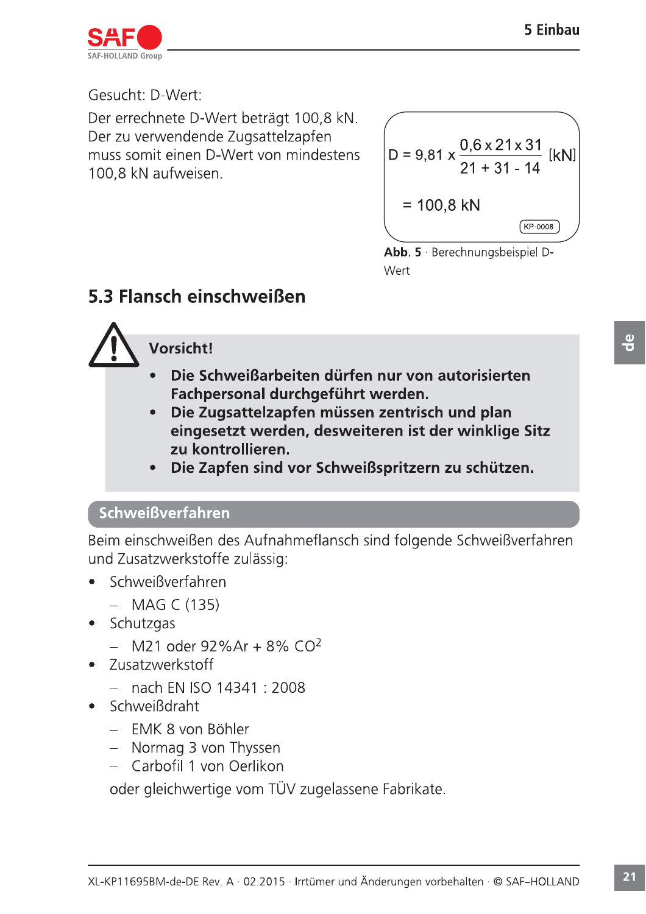Gesucht: D-Wert:

Der errechnete D-Wert beträgt 100,8 kN. Der zu verwendende Zugsattelzapfen muss somit einen D-Wert von mindestens 100,8 kN aufweisen.

$$D = 9{,}81 \times \frac{0{,}6 \times 21 \times 31}{21 + 31 - 14} \text{ [kN]}$$

$$= 100{,}8 \text{ kN}$$

KP-0008

**Abb. 5** · Berechnungsbeispiel D-Wert

## 5.3 Flansch einschweißen

> **Vorsicht!**
>
> - **Die Schweißarbeiten dürfen nur von autorisierten Fachpersonal durchgeführt werden.**
> - **Die Zugsattelzapfen müssen zentrisch und plan eingesetzt werden, desweiteren ist der winklige Sitz zu kontrollieren.**
> - **Die Zapfen sind vor Schweißspritzern zu schützen.**

### Schweißverfahren

Beim einschweißen des Aufnahmeflansch sind folgende Schweißverfahren und Zusatzwerkstoffe zulässig:

- Schweißverfahren
  - MAG C (135)
- Schutzgas
  - M21 oder 92%Ar + 8% $CO^2$
- Zusatzwerkstoff
  - nach EN ISO 14341 : 2008
- Schweißdraht
  - EMK 8 von Böhler
  - Normag 3 von Thyssen
  - Carbofil 1 von Oerlikon

oder gleichwertige vom TÜV zugelassene Fabrikate.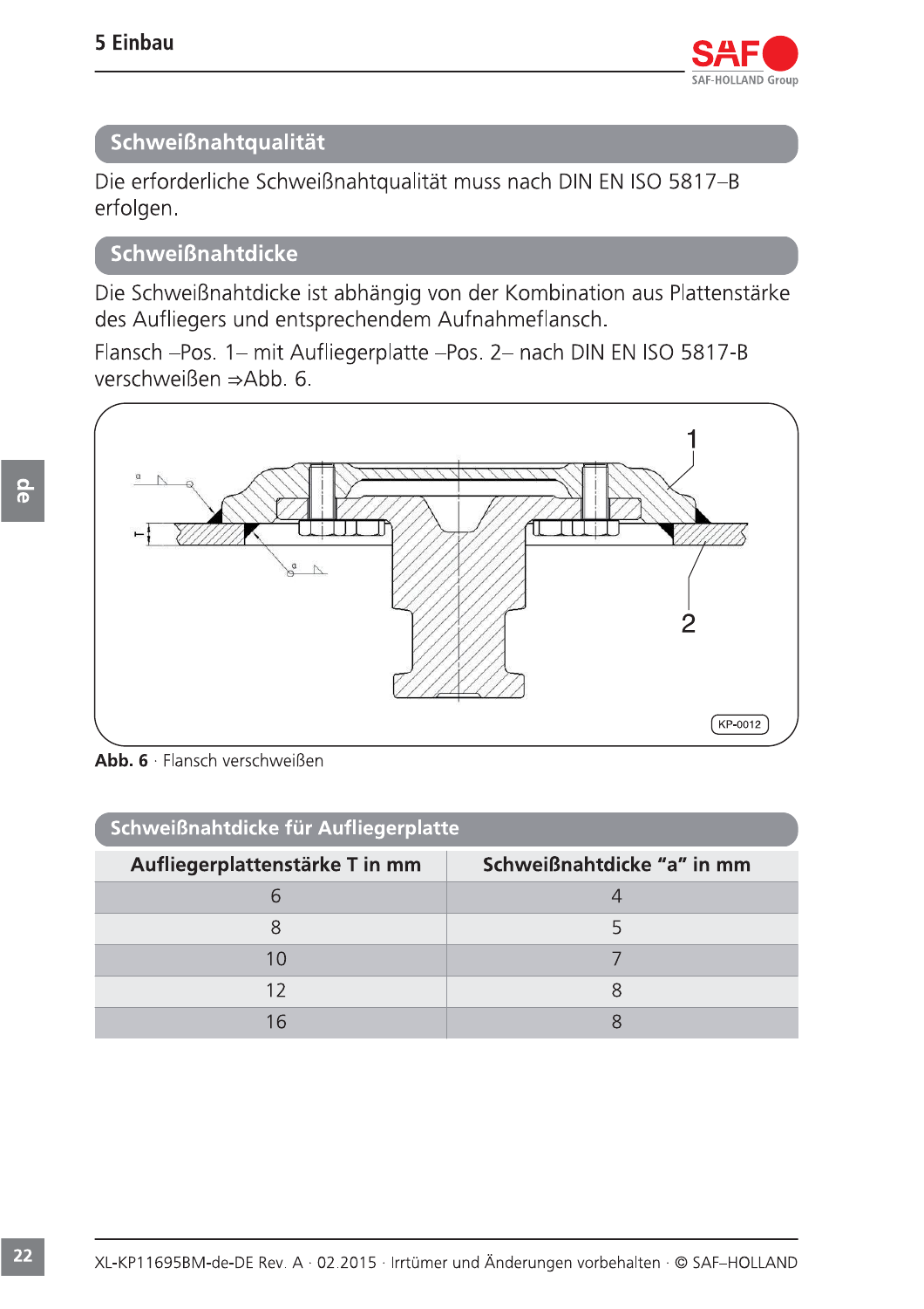## Schweißnahtqualität

Die erforderliche Schweißnahtqualität muss nach DIN EN ISO 5817–B erfolgen.

## Schweißnahtdicke

Die Schweißnahtdicke ist abhängig von der Kombination aus Plattenstärke des Aufliegers und entsprechendem Aufnahmeflansch.

Flansch –Pos. 1– mit Aufliegerplatte –Pos. 2– nach DIN EN ISO 5817-B verschweißen ⇒Abb. 6.

1

2

a

T

a

KP-0012

**Abb. 6** · Flansch verschweißen

## Schweißnahtdicke für Aufliegerplatte

| Aufliegerplattenstärke T in mm | Schweißnahtdicke "a" in mm |
|---|---|
| 6 | 4 |
| 8 | 5 |
| 10 | 7 |
| 12 | 8 |
| 16 | 8 |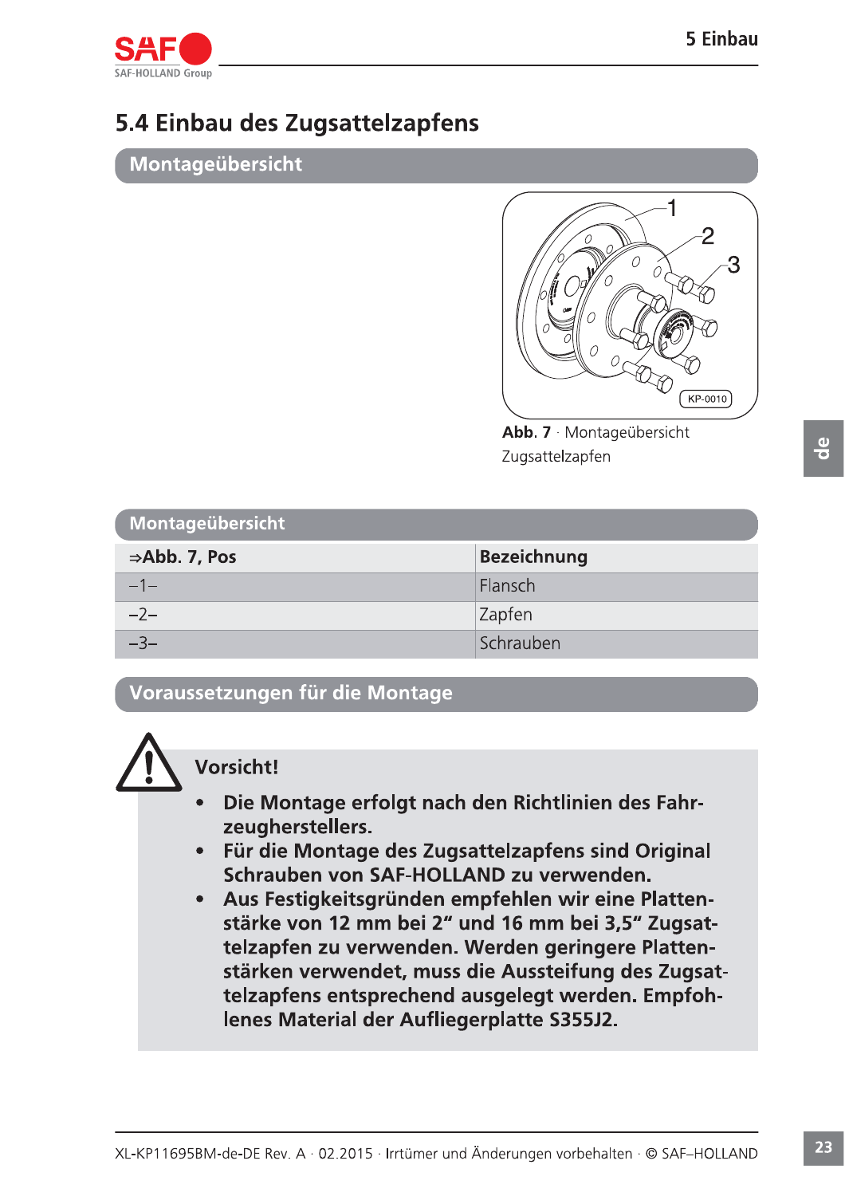## 5.4 Einbau des Zugsattelzapfens

### Montageübersicht

1

2

3

KP-0010

**Abb. 7** · Montageübersicht Zugsattelzapfen

| Montageübersicht | |
|---|---|
| **⇒Abb. 7, Pos** | **Bezeichnung** |
| –1– | Flansch |
| –2– | Zapfen |
| –3– | Schrauben |

### Voraussetzungen für die Montage

**Vorsicht!**

- **Die Montage erfolgt nach den Richtlinien des Fahrzeugherstellers.**
- **Für die Montage des Zugsattelzapfens sind Original Schrauben von SAF-HOLLAND zu verwenden.**
- **Aus Festigkeitsgründen empfehlen wir eine Plattenstärke von 12 mm bei 2“ und 16 mm bei 3,5“ Zugsattelzapfen zu verwenden. Werden geringere Plattenstärken verwendet, muss die Aussteifung des Zugsattelzapfens entsprechend ausgelegt werden. Empfohlenes Material der Aufliegerplatte S355J2.**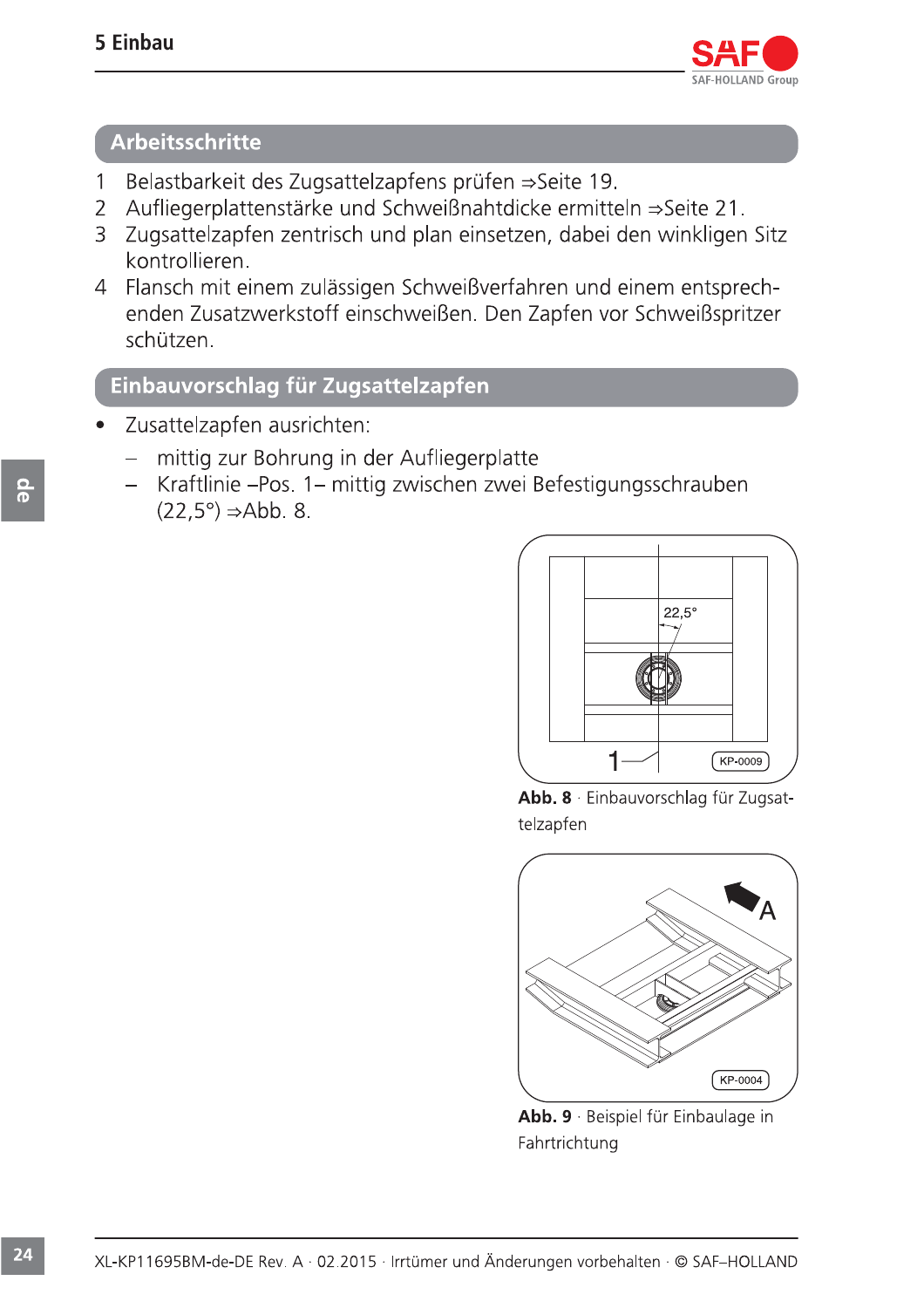## Arbeitsschritte

1. Belastbarkeit des Zugsattelzapfens prüfen ⇒Seite 19.
2. Aufliegerplattenstärke und Schweißnahtdicke ermitteln ⇒Seite 21.
3. Zugsattelzapfen zentrisch und plan einsetzen, dabei den winkligen Sitz kontrollieren.
4. Flansch mit einem zulässigen Schweißverfahren und einem entsprechenden Zusatzwerkstoff einschweißen. Den Zapfen vor Schweißspritzer schützen.

## Einbauvorschlag für Zugsattelzapfen

- Zusattelzapfen ausrichten:
  - mittig zur Bohrung in der Aufliegerplatte
  - Kraftlinie –Pos. 1– mittig zwischen zwei Befestigungsschrauben (22,5°) ⇒Abb. 8.

22,5°
1
KP-0009

**Abb. 8** · Einbauvorschlag für Zugsattelzapfen

A
KP-0004

**Abb. 9** · Beispiel für Einbaulage in Fahrtrichtung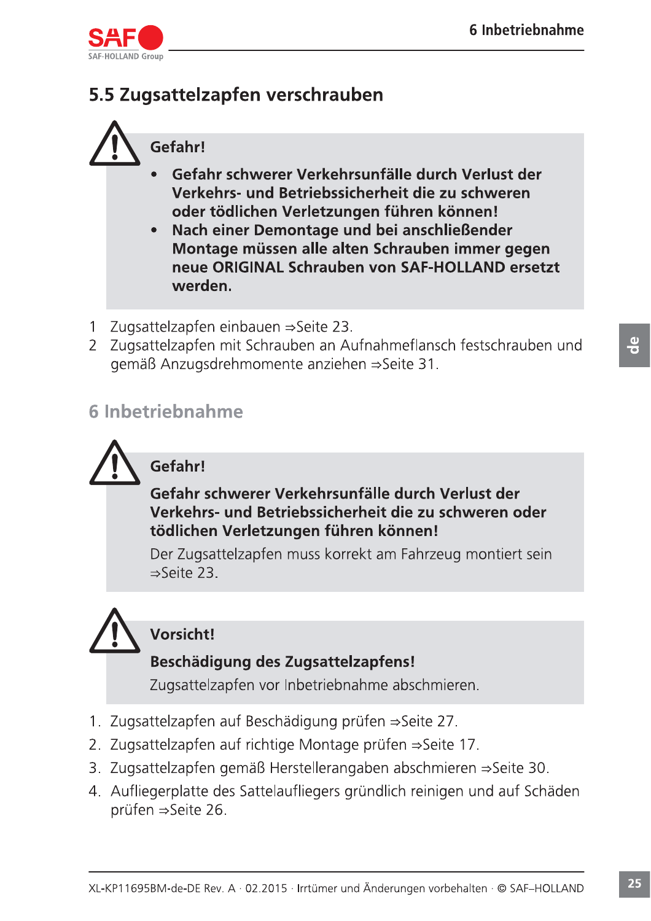## 5.5 Zugsattelzapfen verschrauben

**Gefahr!**

- **Gefahr schwerer Verkehrsunfälle durch Verlust der Verkehrs- und Betriebssicherheit die zu schweren oder tödlichen Verletzungen führen können!**
- **Nach einer Demontage und bei anschließender Montage müssen alle alten Schrauben immer gegen neue ORIGINAL Schrauben von SAF-HOLLAND ersetzt werden.**

1 Zugsattelzapfen einbauen ⇒Seite 23.
2 Zugsattelzapfen mit Schrauben an Aufnahmeflansch festschrauben und gemäß Anzugsdrehmomente anziehen ⇒Seite 31.

# 6 Inbetriebnahme

**Gefahr!**

**Gefahr schwerer Verkehrsunfälle durch Verlust der Verkehrs- und Betriebssicherheit die zu schweren oder tödlichen Verletzungen führen können!**

Der Zugsattelzapfen muss korrekt am Fahrzeug montiert sein ⇒Seite 23.

**Vorsicht!**

**Beschädigung des Zugsattelzapfens!**

Zugsattelzapfen vor Inbetriebnahme abschmieren.

1. Zugsattelzapfen auf Beschädigung prüfen ⇒Seite 27.
2. Zugsattelzapfen auf richtige Montage prüfen ⇒Seite 17.
3. Zugsattelzapfen gemäß Herstellerangaben abschmieren ⇒Seite 30.
4. Aufliegerplatte des Sattelaufliegers gründlich reinigen und auf Schäden prüfen ⇒Seite 26.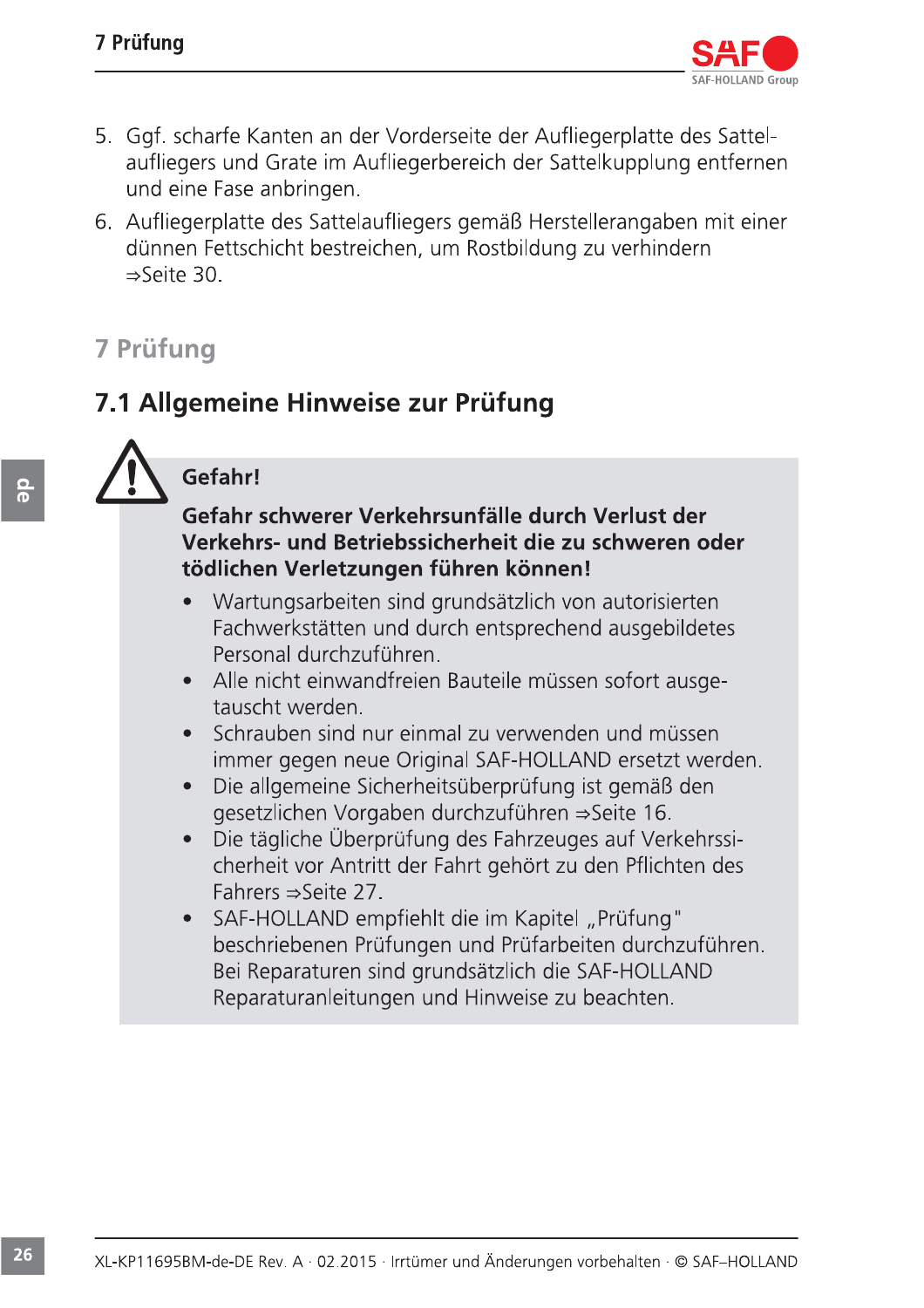5. Ggf. scharfe Kanten an der Vorderseite der Aufliegerplatte des Sattelaufliegers und Grate im Aufliegerbereich der Sattelkupplung entfernen und eine Fase anbringen.
6. Aufliegerplatte des Sattelaufliegers gemäß Herstellerangaben mit einer dünnen Fettschicht bestreichen, um Rostbildung zu verhindern ⇒Seite 30.

# 7 Prüfung

## 7.1 Allgemeine Hinweise zur Prüfung

**Gefahr!**

**Gefahr schwerer Verkehrsunfälle durch Verlust der Verkehrs- und Betriebssicherheit die zu schweren oder tödlichen Verletzungen führen können!**

- Wartungsarbeiten sind grundsätzlich von autorisierten Fachwerkstätten und durch entsprechend ausgebildetes Personal durchzuführen.
- Alle nicht einwandfreien Bauteile müssen sofort ausgetauscht werden.
- Schrauben sind nur einmal zu verwenden und müssen immer gegen neue Original SAF-HOLLAND ersetzt werden.
- Die allgemeine Sicherheitsüberprüfung ist gemäß den gesetzlichen Vorgaben durchzuführen ⇒Seite 16.
- Die tägliche Überprüfung des Fahrzeuges auf Verkehrssicherheit vor Antritt der Fahrt gehört zu den Pflichten des Fahrers ⇒Seite 27.
- SAF-HOLLAND empfiehlt die im Kapitel „Prüfung" beschriebenen Prüfungen und Prüfarbeiten durchzuführen. Bei Reparaturen sind grundsätzlich die SAF-HOLLAND Reparaturanleitungen und Hinweise zu beachten.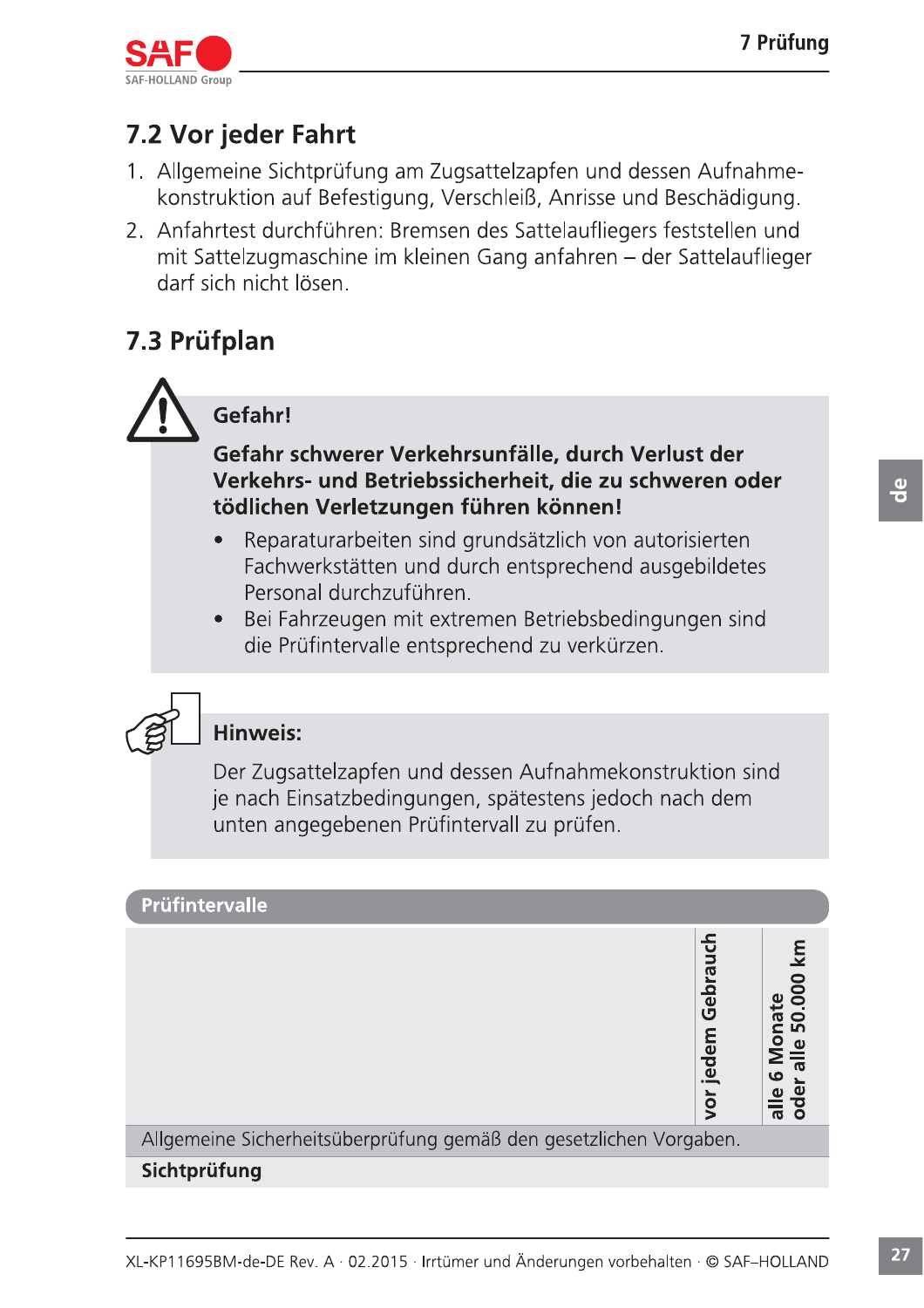## 7.2 Vor jeder Fahrt

1. Allgemeine Sichtprüfung am Zugsattelzapfen und dessen Aufnahmekonstruktion auf Befestigung, Verschleiß, Anrisse und Beschädigung.
2. Anfahrtest durchführen: Bremsen des Sattelaufliegers feststellen und mit Sattelzugmaschine im kleinen Gang anfahren – der Sattelauflieger darf sich nicht lösen.

## 7.3 Prüfplan

**Gefahr!**

**Gefahr schwerer Verkehrsunfälle, durch Verlust der Verkehrs- und Betriebssicherheit, die zu schweren oder tödlichen Verletzungen führen können!**

- Reparaturarbeiten sind grundsätzlich von autorisierten Fachwerkstätten und durch entsprechend ausgebildetes Personal durchzuführen.
- Bei Fahrzeugen mit extremen Betriebsbedingungen sind die Prüfintervalle entsprechend zu verkürzen.

**Hinweis:**

Der Zugsattelzapfen und dessen Aufnahmekonstruktion sind je nach Einsatzbedingungen, spätestens jedoch nach dem unten angegebenen Prüfintervall zu prüfen.

| Prüfintervalle | vor jedem Gebrauch | alle 6 Monate oder alle 50.000 km |
| --- | --- | --- |
| Allgemeine Sicherheitsüberprüfung gemäß den gesetzlichen Vorgaben. | | |
| **Sichtprüfung** | | |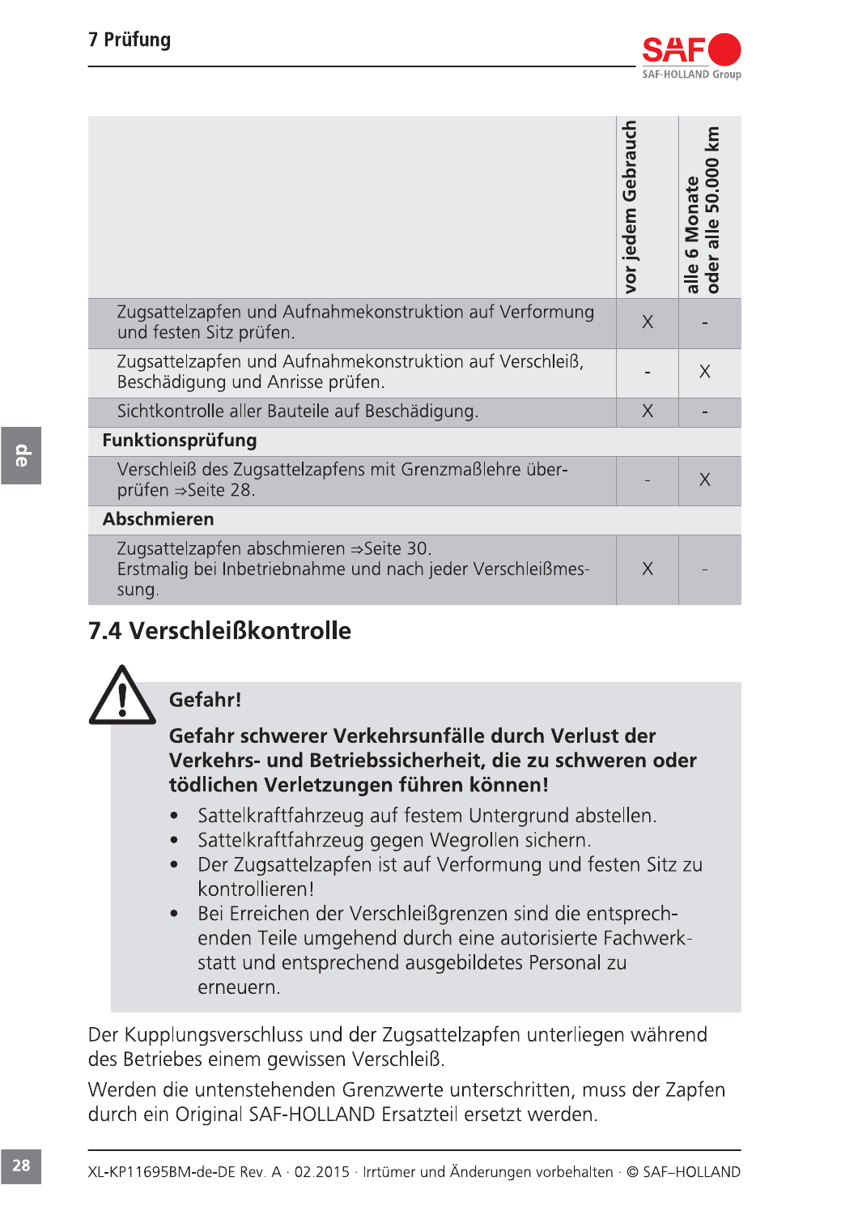| | vor jedem Gebrauch | alle 6 Monate oder alle 50.000 km |
|---|---|---|
| Zugsattelzapfen und Aufnahmekonstruktion auf Verformung und festen Sitz prüfen. | X | - |
| Zugsattelzapfen und Aufnahmekonstruktion auf Verschleiß, Beschädigung und Anrisse prüfen. | - | X |
| Sichtkontrolle aller Bauteile auf Beschädigung. | X | - |
| **Funktionsprüfung** | | |
| Verschleiß des Zugsattelzapfens mit Grenzmaßlehre überprüfen ⇒Seite 28. | - | X |
| **Abschmieren** | | |
| Zugsattelzapfen abschmieren ⇒Seite 30. Erstmalig bei Inbetriebnahme und nach jeder Verschleißmessung. | X | - |

## 7.4 Verschleißkontrolle

**Gefahr!**

**Gefahr schwerer Verkehrsunfälle durch Verlust der Verkehrs- und Betriebssicherheit, die zu schweren oder tödlichen Verletzungen führen können!**

- Sattelkraftfahrzeug auf festem Untergrund abstellen.
- Sattelkraftfahrzeug gegen Wegrollen sichern.
- Der Zugsattelzapfen ist auf Verformung und festen Sitz zu kontrollieren!
- Bei Erreichen der Verschleißgrenzen sind die entsprechenden Teile umgehend durch eine autorisierte Fachwerkstatt und entsprechend ausgebildetes Personal zu erneuern.

Der Kupplungsverschluss und der Zugsattelzapfen unterliegen während des Betriebes einem gewissen Verschleiß.

Werden die untenstehenden Grenzwerte unterschritten, muss der Zapfen durch ein Original SAF-HOLLAND Ersatzteil ersetzt werden.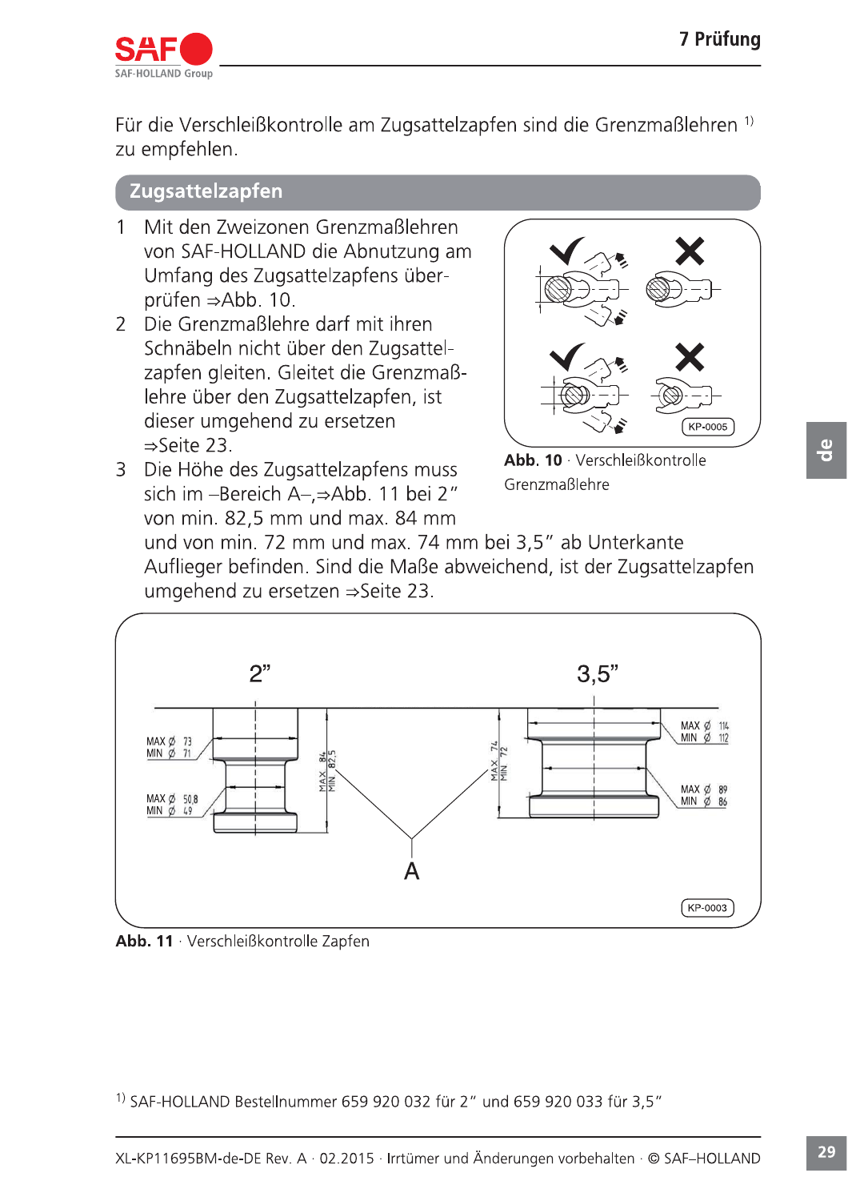Für die Verschleißkontrolle am Zugsattelzapfen sind die Grenzmaßlehren [1] zu empfehlen.

## Zugsattelzapfen

1 Mit den Zweizonen Grenzmaßlehren von SAF-HOLLAND die Abnutzung am Umfang des Zugsattelzapfens überprüfen ⇒Abb. 10.

2 Die Grenzmaßlehre darf mit ihren Schnäbeln nicht über den Zugsattelzapfen gleiten. Gleitet die Grenzmaßlehre über den Zugsattelzapfen, ist dieser umgehend zu ersetzen ⇒Seite 23.

3 Die Höhe des Zugsattelzapfens muss sich im –Bereich A–,⇒Abb. 11 bei 2" von min. 82,5 mm und max. 84 mm und von min. 72 mm und max. 74 mm bei 3,5" ab Unterkante Auflieger befinden. Sind die Maße abweichend, ist der Zugsattelzapfen umgehend zu ersetzen ⇒Seite 23.

KP-0005

**Abb. 10** · Verschleißkontrolle Grenzmaßlehre

2"

3,5"

MAX Ø 73
MIN Ø 71

MAX Ø 50,8
MIN Ø 49

MAX 84
MIN 82,5

MAX 74
MIN 72

MAX Ø 114
MIN Ø 112

MAX Ø 89
MIN Ø 86

A

KP-0003

**Abb. 11** · Verschleißkontrolle Zapfen

[1] SAF-HOLLAND Bestellnummer 659 920 032 für 2" und 659 920 033 für 3,5"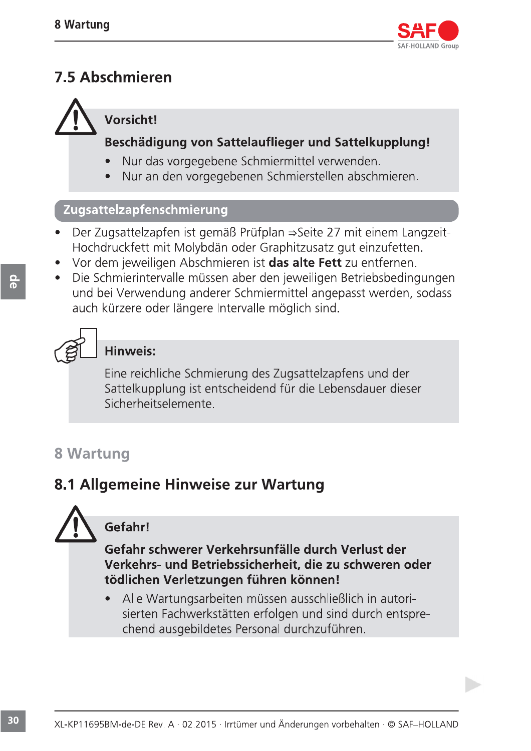## 7.5 Abschmieren

**Vorsicht!**

**Beschädigung von Sattelauflieger und Sattelkupplung!**

- Nur das vorgegebene Schmiermittel verwenden.
- Nur an den vorgegebenen Schmierstellen abschmieren.

**Zugsattelzapfenschmierung**

- Der Zugsattelzapfen ist gemäß Prüfplan ⇒Seite 27 mit einem Langzeit-Hochdruckfett mit Molybdän oder Graphitzusatz gut einzufetten.
- Vor dem jeweiligen Abschmieren ist **das alte Fett** zu entfernen.
- Die Schmierintervalle müssen aber den jeweiligen Betriebsbedingungen und bei Verwendung anderer Schmiermittel angepasst werden, sodass auch kürzere oder längere Intervalle möglich sind.

**Hinweis:**

Eine reichliche Schmierung des Zugsattelzapfens und der Sattelkupplung ist entscheidend für die Lebensdauer dieser Sicherheitselemente.

# 8 Wartung

## 8.1 Allgemeine Hinweise zur Wartung

**Gefahr!**

**Gefahr schwerer Verkehrsunfälle durch Verlust der Verkehrs- und Betriebssicherheit, die zu schweren oder tödlichen Verletzungen führen können!**

- Alle Wartungsarbeiten müssen ausschließlich in autorisierten Fachwerkstätten erfolgen und sind durch entsprechend ausgebildetes Personal durchzuführen.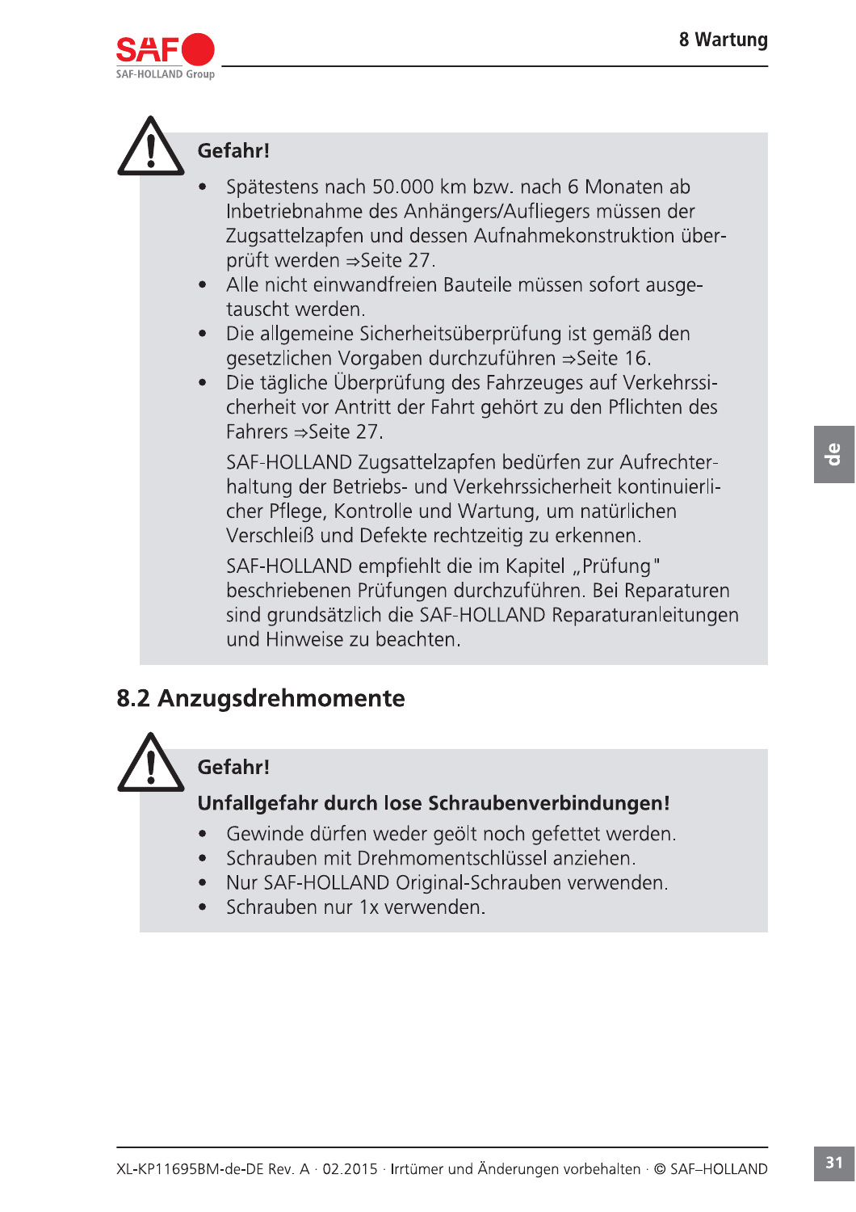**Gefahr!**

- Spätestens nach 50.000 km bzw. nach 6 Monaten ab Inbetriebnahme des Anhängers/Aufliegers müssen der Zugsattelzapfen und dessen Aufnahmekonstruktion überprüft werden ⇒Seite 27.
- Alle nicht einwandfreien Bauteile müssen sofort ausgetauscht werden.
- Die allgemeine Sicherheitsüberprüfung ist gemäß den gesetzlichen Vorgaben durchzuführen ⇒Seite 16.
- Die tägliche Überprüfung des Fahrzeuges auf Verkehrssicherheit vor Antritt der Fahrt gehört zu den Pflichten des Fahrers ⇒Seite 27.

SAF-HOLLAND Zugsattelzapfen bedürfen zur Aufrechterhaltung der Betriebs- und Verkehrssicherheit kontinuierlicher Pflege, Kontrolle und Wartung, um natürlichen Verschleiß und Defekte rechtzeitig zu erkennen.

SAF-HOLLAND empfiehlt die im Kapitel „Prüfung" beschriebenen Prüfungen durchzuführen. Bei Reparaturen sind grundsätzlich die SAF-HOLLAND Reparaturanleitungen und Hinweise zu beachten.

## 8.2 Anzugsdrehmomente

**Gefahr!**

**Unfallgefahr durch lose Schraubenverbindungen!**

- Gewinde dürfen weder geölt noch gefettet werden.
- Schrauben mit Drehmomentschlüssel anziehen.
- Nur SAF-HOLLAND Original-Schrauben verwenden.
- Schrauben nur 1x verwenden.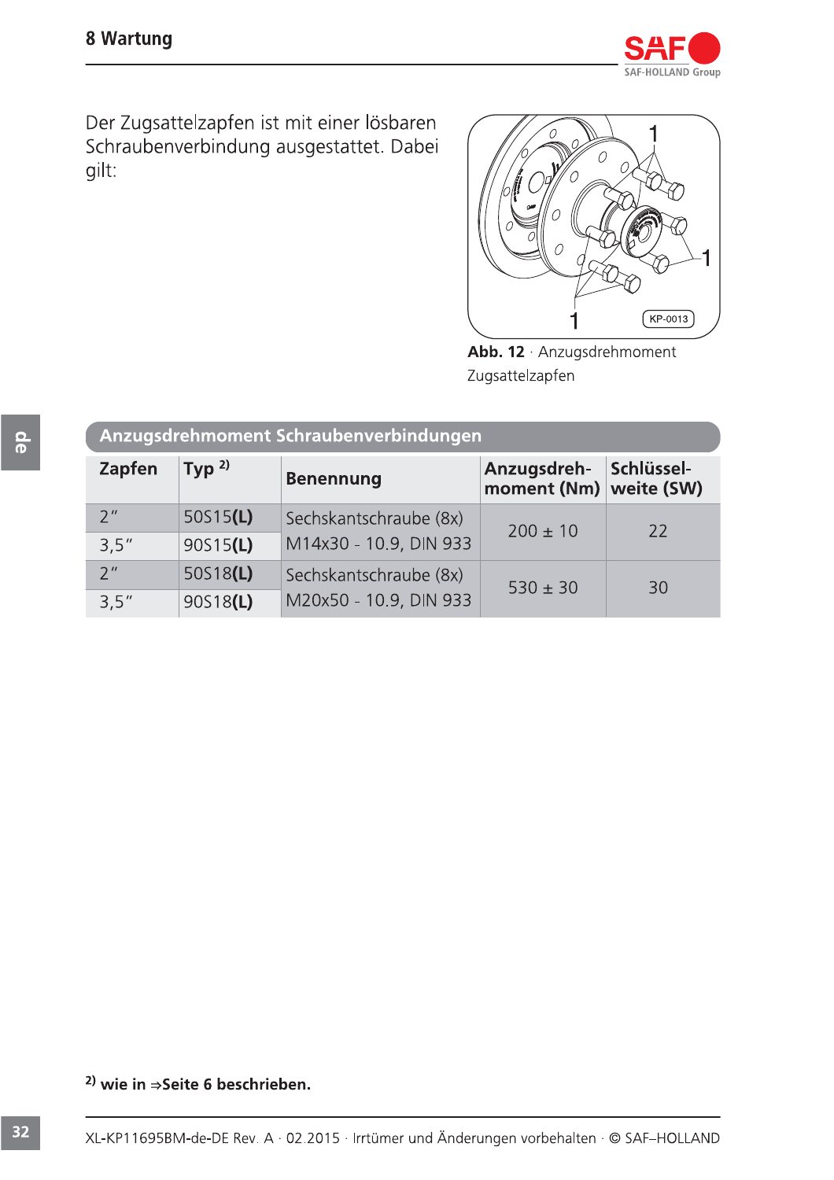# 8 Wartung

Der Zugsattelzapfen ist mit einer lösbaren Schraubenverbindung ausgestattet. Dabei gilt:

**Abb. 12** · Anzugsdrehmoment Zugsattelzapfen

**Anzugsdrehmoment Schraubenverbindungen**

| Zapfen | Typ [2)] | Benennung | Anzugsdreh-moment (Nm) | Schlüssel-weite (SW) |
|---|---|---|---|---|
| 2″ | 50S15**(L)** | Sechskantschraube (8x) M14x30 - 10.9, DIN 933 | 200 ± 10 | 22 |
| 3,5″ | 90S15**(L)** | | | |
| 2″ | 50S18**(L)** | Sechskantschraube (8x) M20x50 - 10.9, DIN 933 | 530 ± 30 | 30 |
| 3,5″ | 90S18**(L)** | | | |

**[2)] wie in ⇒Seite 6 beschrieben.**

XL-KP11695BM-de-DE Rev. A · 02.2015 · Irrtümer und Änderungen vorbehalten · © SAF–HOLLAND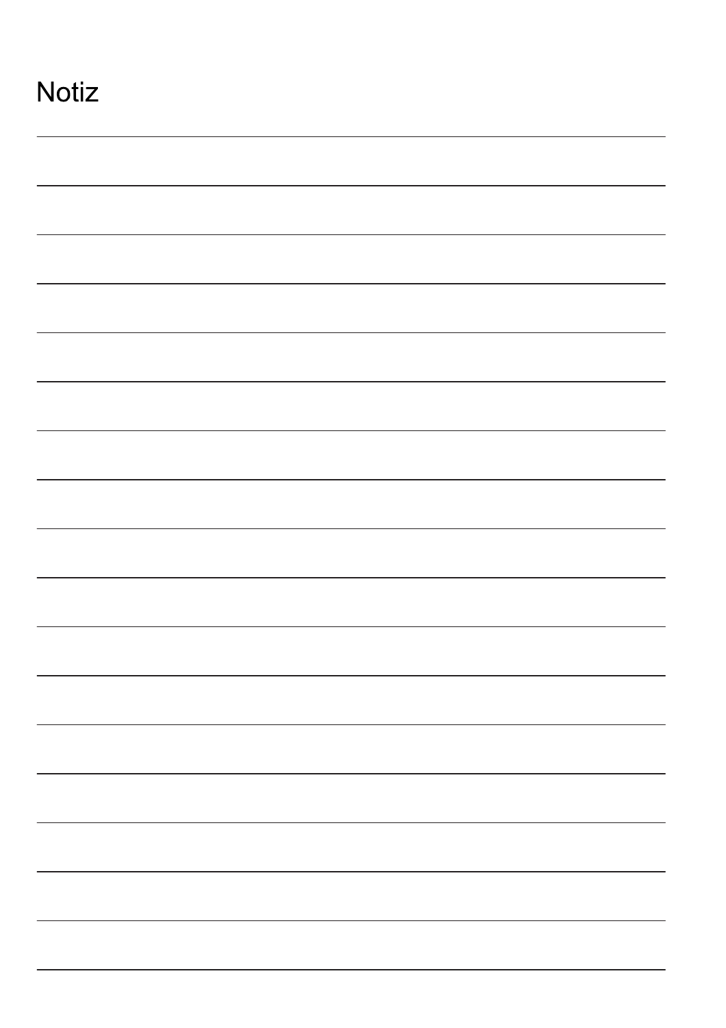# Notiz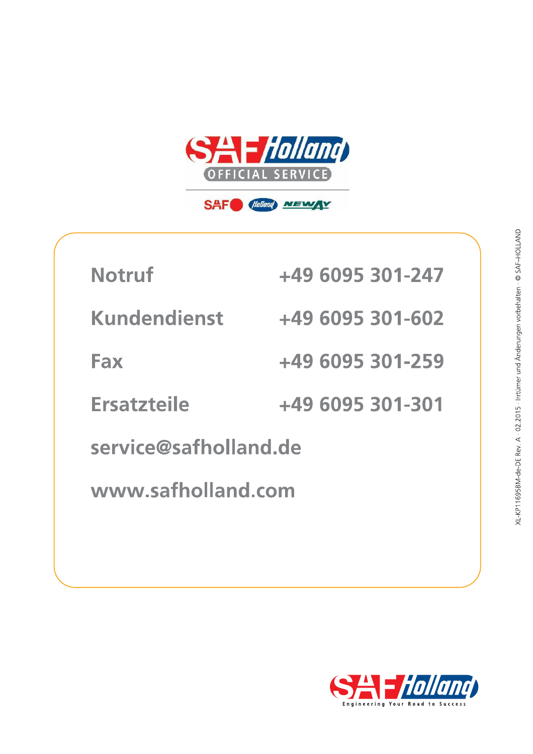SAF-HOLLAND OFFICIAL SERVICE

SAF · Holland · NEWAY

| | |
|---|---|
| Notruf | +49 6095 301-247 |
| Kundendienst | +49 6095 301-602 |
| Fax | +49 6095 301-259 |
| Ersatzteile | +49 6095 301-301 |

service@safholland.de

www.safholland.com

XL-KP11695BM-de-DE Rev. A · 02.2015 · Irrtümer und Änderungen vorbehalten · © SAF-HOLLAND

SAF-HOLLAND

Engineering Your Road to Success